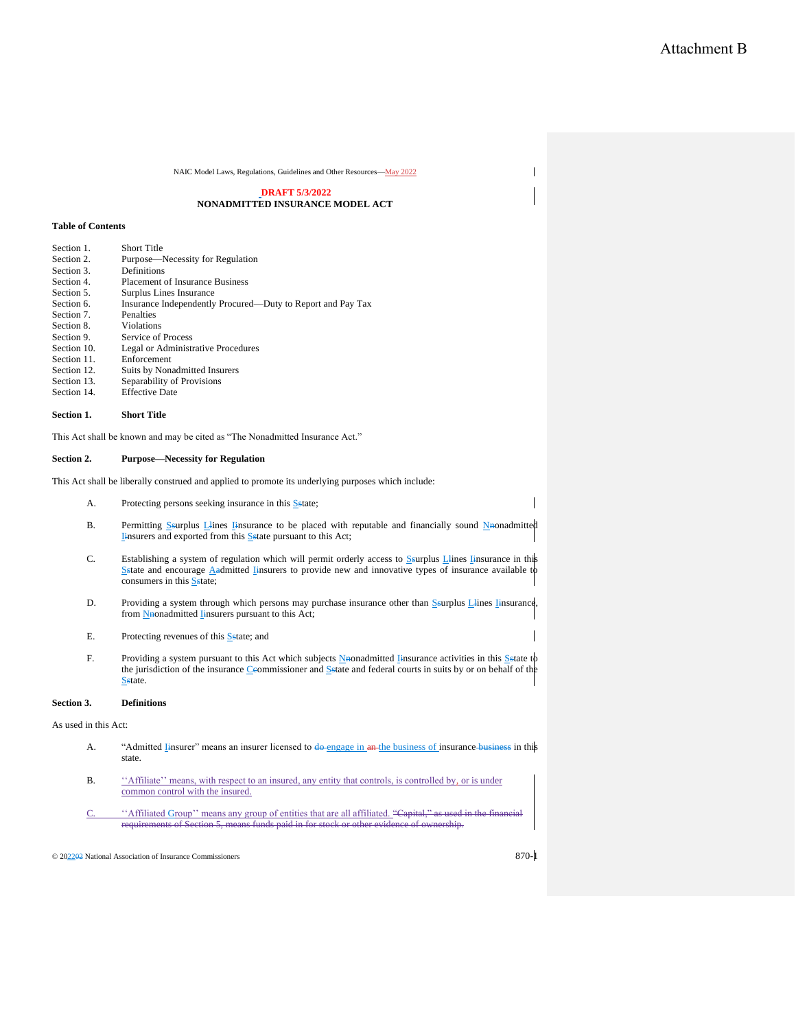Attachment B

DRAFT 5/3/2022

# NONADMITTED INSURANCE MODEL ACT

**Table of Contents**

Section 1. Short Title
Section 2. Purpose—Necessity for Regulation
Section 3. Definitions
Section 4. Placement of Insurance Business
Section 5. Surplus Lines Insurance
Section 6. Insurance Independently Procured—Duty to Report and Pay Tax
Section 7. Penalties
Section 8. Violations
Section 9. Service of Process
Section 10. Legal or Administrative Procedures
Section 11. Enforcement
Section 12. Suits by Nonadmitted Insurers
Section 13. Separability of Provisions
Section 14. Effective Date

**Section 1. Short Title**

This Act shall be known and may be cited as "The Nonadmitted Insurance Act."

**Section 2. Purpose—Necessity for Regulation**

This Act shall be liberally construed and applied to promote its underlying purposes which include:

A. Protecting persons seeking insurance in this Sstate;

B. Permitting Ssurplus Llines Iinsurance to be placed with reputable and financially sound Nnonadmitted Iinsurers and exported from this Sstate pursuant to this Act;

C. Establishing a system of regulation which will permit orderly access to Ssurplus Llines Iinsurance in this Sstate and encourage Aadmitted Iinsurers to provide new and innovative types of insurance available to consumers in this Sstate;

D. Providing a system through which persons may purchase insurance other than Ssurplus Llines Iinsurance, from Nnonadmitted Iinsurers pursuant to this Act;

E. Protecting revenues of this Sstate; and

F. Providing a system pursuant to this Act which subjects Nnonadmitted Iinsurance activities in this Sstate to the jurisdiction of the insurance Ccommissioner and Sstate and federal courts in suits by or on behalf of the Sstate.

**Section 3. Definitions**

As used in this Act:

A. "Admitted Iinsurer" means an insurer licensed to do engage in an the business of insurance business in this state.

B. ''Affiliate'' means, with respect to an insured, any entity that controls, is controlled by, or is under common control with the insured.

C. ''Affiliated Group'' means any group of entities that are all affiliated. ~~"Capital," as used in the financial requirements of Section 5, means funds paid in for stock or other evidence of ownership.~~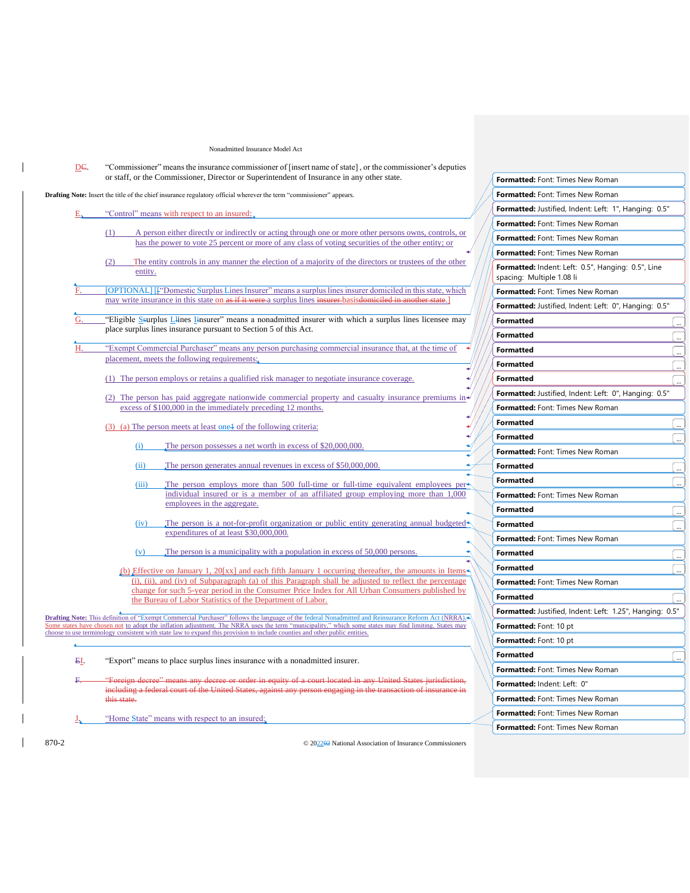DC. "Commissioner" means the insurance commissioner of [insert name of state] , or the commissioner's deputies or staff, or the Commissioner, Director or Superintendent of Insurance in any other state.

**Drafting Note:** Insert the title of the chief insurance regulatory official wherever the term "commissioner" appears.

E. "Control" means with respect to an insured:

(1) A person either directly or indirectly or acting through one or more other persons owns, controls, or has the power to vote 25 percent or more of any class of voting securities of the other entity; or

(2) The entity controls in any manner the election of a majority of the directors or trustees of the other entity.

F. [OPTIONAL] ["Domestic Surplus Lines Insurer" means a surplus lines insurer domiciled in this state, which may write insurance in this state on as if it were a surplus lines insurer basisdomiciled in another state.]

G. "Eligible Ssurplus Llines Iinsurer" means a nonadmitted insurer with which a surplus lines licensee may place surplus lines insurance pursuant to Section 5 of this Act.

H. "Exempt Commercial Purchaser" means any person purchasing commercial insurance that, at the time of placement, meets the following requirements:

(1) The person employs or retains a qualified risk manager to negotiate insurance coverage.

(2) The person has paid aggregate nationwide commercial property and casualty insurance premiums in excess of $100,000 in the immediately preceding 12 months.

(3) (a) The person meets at least one1 of the following criteria:

(i) The person possesses a net worth in excess of $20,000,000.

(ii) The person generates annual revenues in excess of $50,000,000.

(iii) The person employs more than 500 full-time or full-time equivalent employees per individual insured or is a member of an affiliated group employing more than 1,000 employees in the aggregate.

(iv) The person is a not-for-profit organization or public entity generating annual budgeted expenditures of at least $30,000,000.

(v) The person is a municipality with a population in excess of 50,000 persons.

(b) Effective on January 1, 20[xx] and each fifth January 1 occurring thereafter, the amounts in Items (i), (ii), and (iv) of Subparagraph (a) of this Paragraph shall be adjusted to reflect the percentage change for such 5-year period in the Consumer Price Index for All Urban Consumers published by the Bureau of Labor Statistics of the Department of Labor.

**Drafting Note:** This definition of "Exempt Commercial Purchaser" follows the language of the federal Nonadmitted and Reinsurance Reform Act (NRRA). Some states have chosen not to adopt the inflation adjustment. The NRRA uses the term "municipality," which some states may find limiting. States may choose to use terminology consistent with state law to expand this provision to include counties and other public entities.

EI. "Export" means to place surplus lines insurance with a nonadmitted insurer.

F. "Foreign decree" means any decree or order in equity of a court located in any United States jurisdiction, including a federal court of the United States, against any person engaging in the transaction of insurance in this state.

J. "Home State" means with respect to an insured: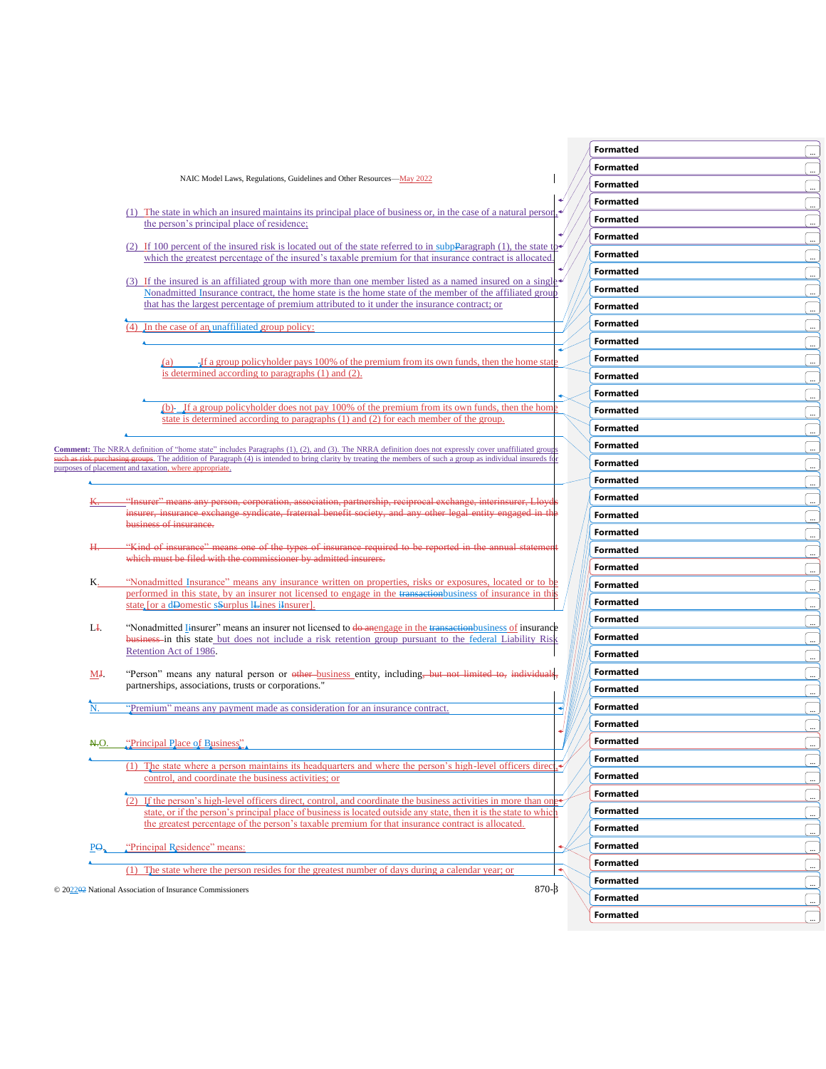(1) The state in which an insured maintains its principal place of business or, in the case of a natural person, the person's principal place of residence;

(2) If 100 percent of the insured risk is located out of the state referred to in subpParagraph (1), the state to which the greatest percentage of the insured's taxable premium for that insurance contract is allocated.

(3) If the insured is an affiliated group with more than one member listed as a named insured on a single Nonadmitted Insurance contract, the home state is the home state of the member of the affiliated group that has the largest percentage of premium attributed to it under the insurance contract; or

(4) In the case of an unaffiliated group policy:

(a) If a group policyholder pays 100% of the premium from its own funds, then the home state is determined according to paragraphs (1) and (2).

(b) If a group policyholder does not pay 100% of the premium from its own funds, then the home state is determined according to paragraphs (1) and (2) for each member of the group.

**Comment:** The NRRA definition of "home state" includes Paragraphs (1), (2), and (3). The NRRA definition does not expressly cover unaffiliated groups such as risk purchasing groups. The addition of Paragraph (4) is intended to bring clarity by treating the members of such a group as individual insureds for purposes of placement and taxation, where appropriate.

K. "Insurer" means any person, corporation, association, partnership, reciprocal exchange, interinsurer, Lloyds insurer, insurance exchange syndicate, fraternal benefit society, and any other legal entity engaged in the business of insurance.

H. "Kind of insurance" means one of the types of insurance required to be reported in the annual statement which must be filed with the commissioner by admitted insurers.

K. "Nonadmitted Insurance" means any insurance written on properties, risks or exposures, located or to be performed in this state, by an insurer not licensed to engage in the transactionbusiness of insurance in this state [or a dDomestic sSurplus lLines iInsurer].

LI. "Nonadmitted Iinsurer" means an insurer not licensed to do anengage in the transactionbusiness of insurance business in this state but does not include a risk retention group pursuant to the federal Liability Risk Retention Act of 1986.

MJ. "Person" means any natural person or other business entity, including, but not limited to, individuals, partnerships, associations, trusts or corporations."

N. "Premium" means any payment made as consideration for an insurance contract.

N.O. "Principal Place of Business"

(1) The state where a person maintains its headquarters and where the person's high-level officers direct, control, and coordinate the business activities; or

(2) If the person's high-level officers direct, control, and coordinate the business activities in more than one state, or if the person's principal place of business is located outside any state, then it is the state to which the greatest percentage of the person's taxable premium for that insurance contract is allocated.

PO. "Principal Residence" means:

(1) The state where the person resides for the greatest number of days during a calendar year; or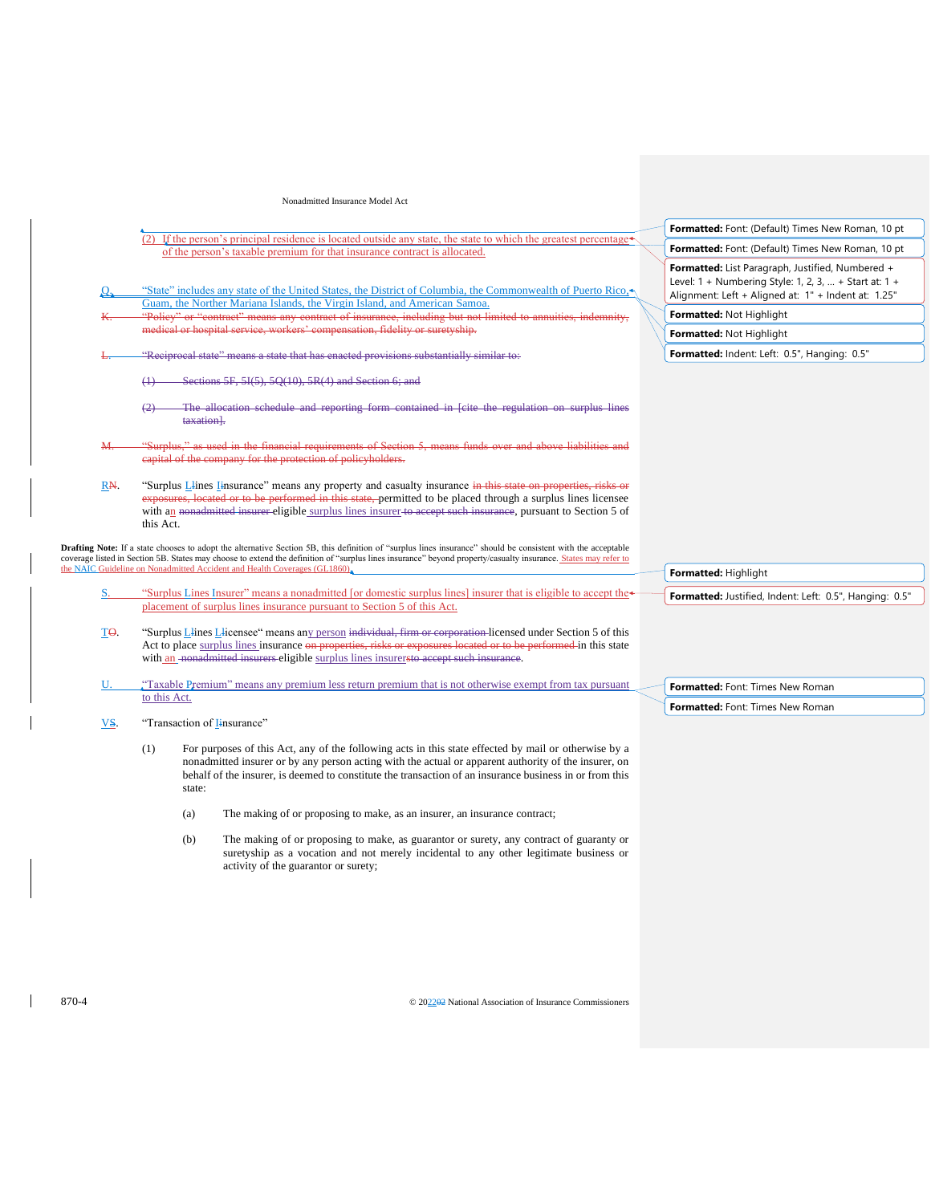(2) If the person's principal residence is located outside any state, the state to which the greatest percentage of the person's taxable premium for that insurance contract is allocated.

Q. "State" includes any state of the United States, the District of Columbia, the Commonwealth of Puerto Rico, Guam, the Norther Mariana Islands, the Virgin Island, and American Samoa.

K. "Policy" or "contract" means any contract of insurance, including but not limited to annuities, indemnity, medical or hospital service, workers' compensation, fidelity or suretyship.

L. "Reciprocal state" means a state that has enacted provisions substantially similar to:

(1) Sections 5F, 5I(5), 5Q(10), 5R(4) and Section 6; and

(2) The allocation schedule and reporting form contained in [cite the regulation on surplus lines taxation].

M. "Surplus," as used in the financial requirements of Section 5, means funds over and above liabilities and capital of the company for the protection of policyholders.

RN. "Surplus Llines Iinsurance" means any property and casualty insurance in this state on properties, risks or exposures, located or to be performed in this state, permitted to be placed through a surplus lines licensee with an nonadmitted insurer eligible surplus lines insurer to accept such insurance, pursuant to Section 5 of this Act.

**Drafting Note:** If a state chooses to adopt the alternative Section 5B, this definition of "surplus lines insurance" should be consistent with the acceptable coverage listed in Section 5B. States may choose to extend the definition of "surplus lines insurance" beyond property/casualty insurance. States may refer to the NAIC Guideline on Nonadmitted Accident and Health Coverages (GL1860).

S. "Surplus Lines Insurer" means a nonadmitted [or domestic surplus lines] insurer that is eligible to accept the placement of surplus lines insurance pursuant to Section 5 of this Act.

TO. "Surplus Llines Llicensee" means any person individual, firm or corporation licensed under Section 5 of this Act to place surplus lines insurance on properties, risks or exposures located or to be performed in this state with an nonadmitted insurers eligible surplus lines insurersto accept such insurance.

U. "Taxable Premium" means any premium less return premium that is not otherwise exempt from tax pursuant to this Act.

VS. "Transaction of Iinsurance"

(1) For purposes of this Act, any of the following acts in this state effected by mail or otherwise by a nonadmitted insurer or by any person acting with the actual or apparent authority of the insurer, on behalf of the insurer, is deemed to constitute the transaction of an insurance business in or from this state:

(a) The making of or proposing to make, as an insurer, an insurance contract;

(b) The making of or proposing to make, as guarantor or surety, any contract of guaranty or suretyship as a vocation and not merely incidental to any other legitimate business or activity of the guarantor or surety;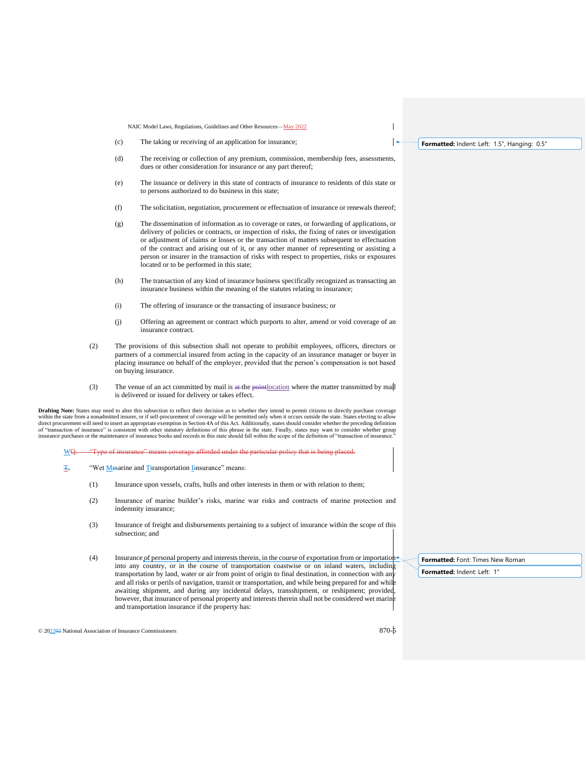(c) The taking or receiving of an application for insurance;

(d) The receiving or collection of any premium, commission, membership fees, assessments, dues or other consideration for insurance or any part thereof;

(e) The issuance or delivery in this state of contracts of insurance to residents of this state or to persons authorized to do business in this state;

(f) The solicitation, negotiation, procurement or effectuation of insurance or renewals thereof;

(g) The dissemination of information as to coverage or rates, or forwarding of applications, or delivery of policies or contracts, or inspection of risks, the fixing of rates or investigation or adjustment of claims or losses or the transaction of matters subsequent to effectuation of the contract and arising out of it, or any other manner of representing or assisting a person or insurer in the transaction of risks with respect to properties, risks or exposures located or to be performed in this state;

(h) The transaction of any kind of insurance business specifically recognized as transacting an insurance business within the meaning of the statutes relating to insurance;

(i) The offering of insurance or the transacting of insurance business; or

(j) Offering an agreement or contract which purports to alter, amend or void coverage of an insurance contract.

(2) The provisions of this subsection shall not operate to prohibit employees, officers, directors or partners of a commercial insured from acting in the capacity of an insurance manager or buyer in placing insurance on behalf of the employer, provided that the person's compensation is not based on buying insurance.

(3) The venue of an act committed by mail is ~~at~~ the ~~point~~location where the matter transmitted by mail is delivered or issued for delivery or takes effect.

**Drafting Note:** States may need to alter this subsection to reflect their decision as to whether they intend to permit citizens to directly purchase coverage within the state from a nonadmitted insurer, or if self-procurement of coverage will be permitted only when it occurs outside the state. States electing to allow direct procurement will need to insert an appropriate exemption in Section 4A of this Act. Additionally, states should consider whether the preceding definition of "transaction of insurance" is consistent with other statutory definitions of this phrase in the state. Finally, states may want to consider whether group insurance purchases or the maintenance of insurance books and records in this state should fall within the scope of the definition of "transaction of insurance."

W~~Q~~. ~~"Type of insurance" means coverage afforded under the particular policy that is being placed.~~

~~T~~. "Wet M~~m~~arine and T~~t~~ransportation I~~i~~nsurance" means:

(1) Insurance upon vessels, crafts, hulls and other interests in them or with relation to them;

(2) Insurance of marine builder's risks, marine war risks and contracts of marine protection and indemnity insurance;

(3) Insurance of freight and disbursements pertaining to a subject of insurance within the scope of this subsection; and

(4) Insurance of personal property and interests therein, in the course of exportation from or importation into any country, or in the course of transportation coastwise or on inland waters, including transportation by land, water or air from point of origin to final destination, in connection with any and all risks or perils of navigation, transit or transportation, and while being prepared for and while awaiting shipment, and during any incidental delays, transshipment, or reshipment; provided, however, that insurance of personal property and interests therein shall not be considered wet marine and transportation insurance if the property has: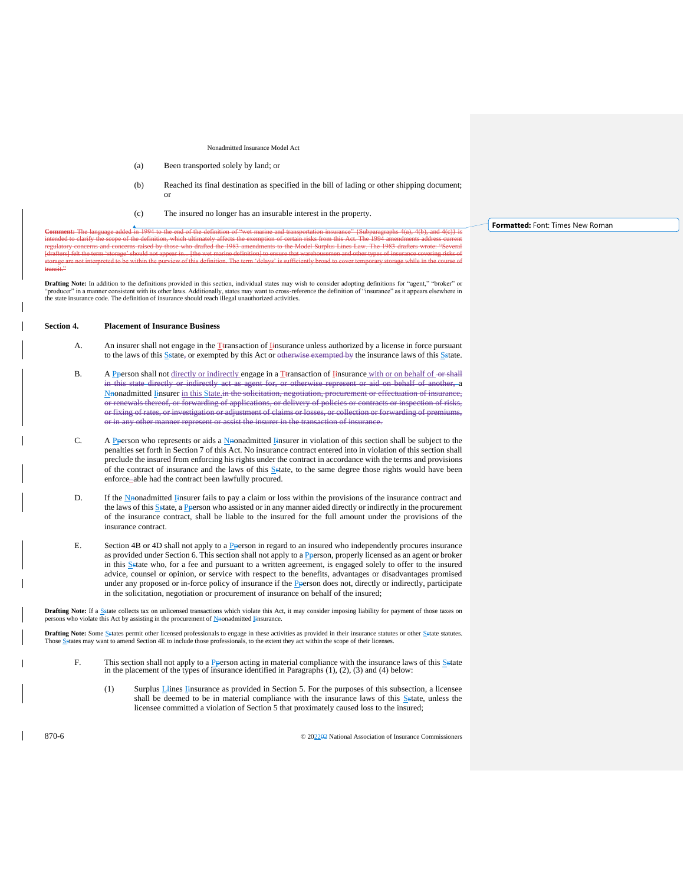(a) Been transported solely by land; or

(b) Reached its final destination as specified in the bill of lading or other shipping document; or

(c) The insured no longer has an insurable interest in the property.

~~**Comment:** The language added in 1994 to the end of the definition of "wet marine and transportation insurance" (Subparagraphs 4(a), 4(b), and 4(c)) is intended to clarify the scope of the definition, which ultimately affects the exemption of certain risks from this Act. The 1994 amendments address current regulatory concerns and concerns raised by those who drafted the 1983 amendments to the Model Surplus Lines Law. The 1983 drafters wrote: "Several [drafters] felt the term 'storage' should not appear in... [the wet marine definition] to ensure that warehousemen and other types of insurance covering risks of storage are not interpreted to be within the purview of this definition. The term 'delays' is sufficiently broad to cover temporary storage while in the course of transit."~~

**Drafting Note:** In addition to the definitions provided in this section, individual states may wish to consider adopting definitions for "agent," "broker" or "producer" in a manner consistent with its other laws. Additionally, states may want to cross-reference the definition of "insurance" as it appears elsewhere in the state insurance code. The definition of insurance should reach illegal unauthorized activities.

## Section 4. Placement of Insurance Business

A. An insurer shall not engage in the Ttransaction of Iinsurance unless authorized by a license in force pursuant to the laws of this Sstate, or exempted by this Act or ~~otherwise exempted by~~ the insurance laws of this Sstate.

B. A Pperson shall not directly or indirectly engage in a Ttransaction of Iinsurance with or on behalf of ~~or shall in this state directly or indirectly act as agent for, or otherwise represent or aid on behalf of another,~~ a Nnonadmitted Iinsurer in this State.~~in the solicitation, negotiation, procurement or effectuation of insurance, or renewals thereof, or forwarding of applications, or delivery of policies or contracts or inspection of risks, or fixing of rates, or investigation or adjustment of claims or losses, or collection or forwarding of premiums, or in any other manner represent or assist the insurer in the transaction of insurance.~~

C. A Pperson who represents or aids a Nnonadmitted Iinsurer in violation of this section shall be subject to the penalties set forth in Section 7 of this Act. No insurance contract entered into in violation of this section shall preclude the insured from enforcing his rights under the contract in accordance with the terms and provisions of the contract of insurance and the laws of this Sstate, to the same degree those rights would have been enforce-able had the contract been lawfully procured.

D. If the Nnonadmitted Iinsurer fails to pay a claim or loss within the provisions of the insurance contract and the laws of this Sstate, a Pperson who assisted or in any manner aided directly or indirectly in the procurement of the insurance contract, shall be liable to the insured for the full amount under the provisions of the insurance contract.

E. Section 4B or 4D shall not apply to a Pperson in regard to an insured who independently procures insurance as provided under Section 6. This section shall not apply to a Pperson, properly licensed as an agent or broker in this Sstate who, for a fee and pursuant to a written agreement, is engaged solely to offer to the insured advice, counsel or opinion, or service with respect to the benefits, advantages or disadvantages promised under any proposed or in-force policy of insurance if the Pperson does not, directly or indirectly, participate in the solicitation, negotiation or procurement of insurance on behalf of the insured;

**Drafting Note:** If a Sstate collects tax on unlicensed transactions which violate this Act, it may consider imposing liability for payment of those taxes on persons who violate this Act by assisting in the procurement of Nnonadmitted Iinsurance.

**Drafting Note:** Some Sstates permit other licensed professionals to engage in these activities as provided in their insurance statutes or other Sstate statutes. Those Sstates may want to amend Section 4E to include those professionals, to the extent they act within the scope of their licenses.

F. This section shall not apply to a Pperson acting in material compliance with the insurance laws of this Sstate in the placement of the types of insurance identified in Paragraphs (1), (2), (3) and (4) below:

(1) Surplus Llines Iinsurance as provided in Section 5. For the purposes of this subsection, a licensee shall be deemed to be in material compliance with the insurance laws of this Sstate, unless the licensee committed a violation of Section 5 that proximately caused loss to the insured;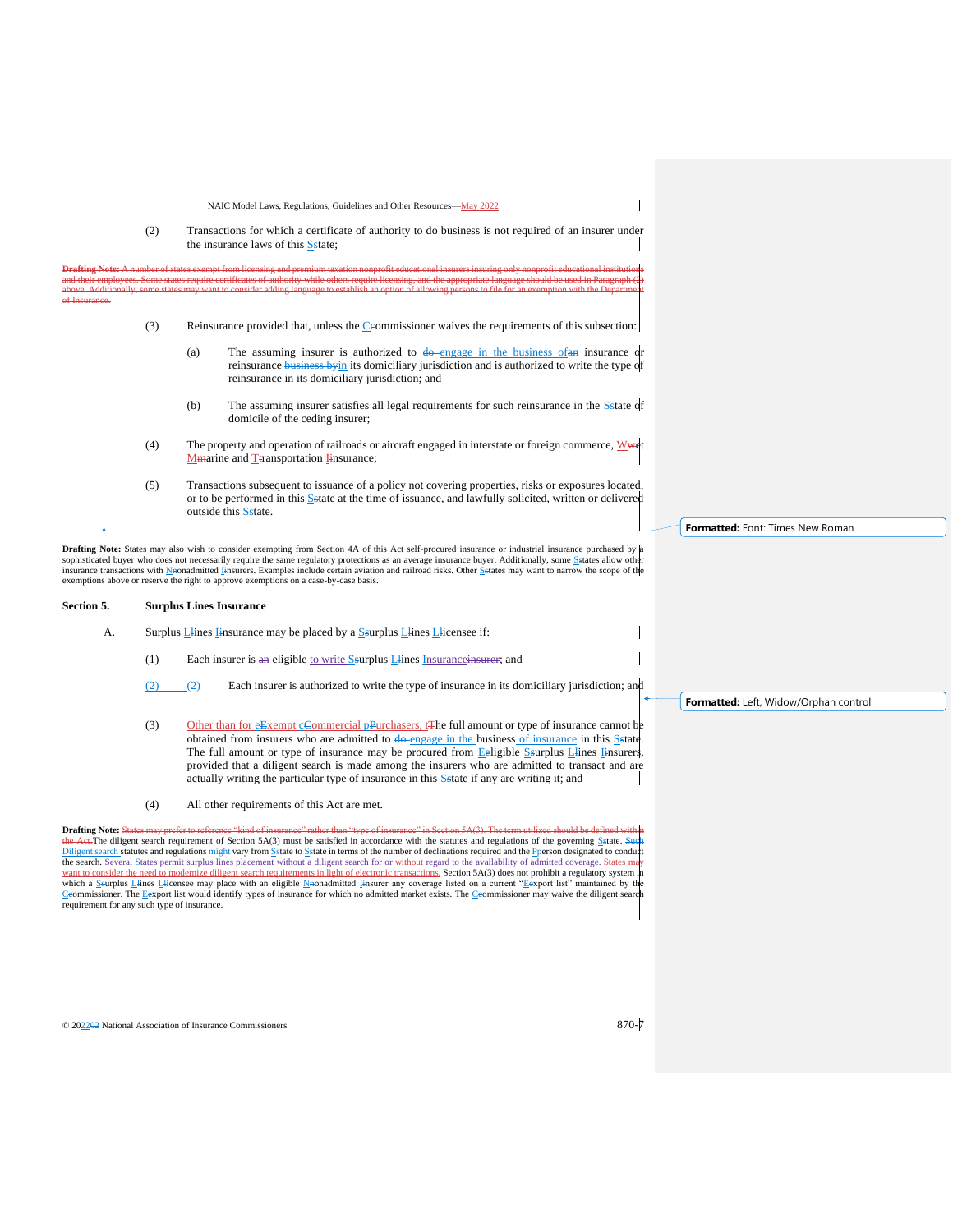(2) Transactions for which a certificate of authority to do business is not required of an insurer under the insurance laws of this SState;

**Drafting Note:** A number of states exempt from licensing and premium taxation nonprofit educational insurers insuring only nonprofit educational institutions and their employees. Some states require certificates of authority while others require licensing, and the appropriate language should be used in Paragraph (2) above. Additionally, some states may want to consider adding language to establish an option of allowing persons to file for an exemption with the Department of Insurance.

(3) Reinsurance provided that, unless the CCommissioner waives the requirements of this subsection:

(a) The assuming insurer is authorized to do engage in the business ofan insurance or reinsurance business byin its domiciliary jurisdiction and is authorized to write the type of reinsurance in its domiciliary jurisdiction; and

(b) The assuming insurer satisfies all legal requirements for such reinsurance in the SState of domicile of the ceding insurer;

(4) The property and operation of railroads or aircraft engaged in interstate or foreign commerce, WWet MMarine and TTransportation IInsurance;

(5) Transactions subsequent to issuance of a policy not covering properties, risks or exposures located, or to be performed in this SState at the time of issuance, and lawfully solicited, written or delivered outside this SState.

**Drafting Note:** States may also wish to consider exempting from Section 4A of this Act self-procured insurance or industrial insurance purchased by a sophisticated buyer who does not necessarily require the same regulatory protections as an average insurance buyer. Additionally, some SStates allow other insurance transactions with NNonadmitted IInsurers. Examples include certain aviation and railroad risks. Other SStates may want to narrow the scope of the exemptions above or reserve the right to approve exemptions on a case-by-case basis.

## Section 5. Surplus Lines Insurance

A. Surplus LLines IInsurance may be placed by a SSurplus LLines LLicensee if:

(1) Each insurer is an eligible to write SSurplus LLines Insuranceinsurer; and

(2) (2) Each insurer is authorized to write the type of insurance in its domiciliary jurisdiction; and

(3) Other than for eExempt cCommercial pPurchasers, tThe full amount or type of insurance cannot be obtained from insurers who are admitted to do engage in the business of insurance in this SState. The full amount or type of insurance may be procured from EEligible SSurplus LLines IInsurers, provided that a diligent search is made among the insurers who are admitted to transact and are actually writing the particular type of insurance in this SState if any are writing it; and

(4) All other requirements of this Act are met.

**Drafting Note:** States may prefer to reference "kind of insurance" rather than "type of insurance" in Section 5A(3). The term utilized should be defined within the Act.The diligent search requirement of Section 5A(3) must be satisfied in accordance with the statutes and regulations of the governing SState. Such Diligent search statutes and regulations might vary from SState to SState in terms of the number of declinations required and the PPerson designated to conduct the search. Several States permit surplus lines placement without a diligent search for or without regard to the availability of admitted coverage. States may want to consider the need to modernize diligent search requirements in light of electronic transactions. Section 5A(3) does not prohibit a regulatory system in which a SSurplus LLines LLicensee may place with an eligible NNonadmitted IInsurer any coverage listed on a current "EExport list" maintained by the CCommissioner. The EExport list would identify types of insurance for which no admitted market exists. The CCommissioner may waive the diligent search requirement for any such type of insurance.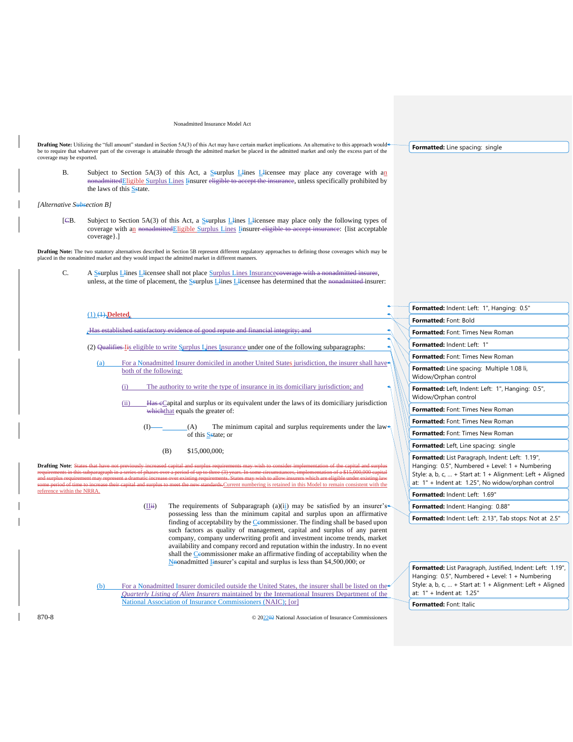**Drafting Note:** Utilizing the "full amount" standard in Section 5A(3) of this Act may have certain market implications. An alternative to this approach would be to require that whatever part of the coverage is attainable through the admitted market be placed in the admitted market and only the excess part of the coverage may be exported.

B. Subject to Section 5A(3) of this Act, a Ssurplus Llines Llicensee may place any coverage with an nonadmittedEligible Surplus Lines Iinsurer eligible to accept the insurance, unless specifically prohibited by the laws of this Sstate.

*[Alternative Subsection B]*

[CB. Subject to Section 5A(3) of this Act, a Ssurplus Llines Llicensee may place only the following types of coverage with an nonadmittedEligible Surplus Lines Iinsurer eligible to accept insurance: {list acceptable coverage}.]

**Drafting Note:** The two statutory alternatives described in Section 5B represent different regulatory approaches to defining those coverages which may be placed in the nonadmitted market and they would impact the admitted market in different manners.

C. A Ssurplus Llines Llicensee shall not place Surplus Lines Insurancecoverage with a nonadmitted insurer, unless, at the time of placement, the Ssurplus Llines Llicensee has determined that the nonadmitted insurer:

(1) (1) **Deleted**

Has established satisfactory evidence of good repute and financial integrity; and

(2) Qualifies Iis eligible to write Surplus Lines Insurance under one of the following subparagraphs:

(a) For a Nonadmitted Insurer domiciled in another United States jurisdiction, the insurer shall have both of the following:

(i) The authority to write the type of insurance in its domiciliary jurisdiction; and

(ii) Has cCapital and surplus or its equivalent under the laws of its domiciliary jurisdiction whichthat equals the greater of:

(I) (A) The minimum capital and surplus requirements under the law of this Sstate; or

(B) $15,000,000;

**Drafting Note**: States that have not previously increased capital and surplus requirements may wish to consider implementation of the capital and surplus requirements in this subparagraph in a series of phases over a period of up to three (3) years. In some circumstances, implementation of a $15,000,000 capital and surplus requirement may represent a dramatic increase over existing requirements. States may wish to allow insurers which are eligible under existing law some period of time to increase their capital and surplus to meet the new standards.Current numbering is retained in this Model to remain consistent with the reference within the NRRA.

(IIii) The requirements of Subparagraph (a)(ii) may be satisfied by an insurer's possessing less than the minimum capital and surplus upon an affirmative finding of acceptability by the Ccommissioner. The finding shall be based upon such factors as quality of management, capital and surplus of any parent company, company underwriting profit and investment income trends, market availability and company record and reputation within the industry. In no event shall the Ccommissioner make an affirmative finding of acceptability when the Nnonadmitted Iinsurer's capital and surplus is less than $4,500,000; or

(b) For a Nonadmitted Insurer domiciled outside the United States, the insurer shall be listed on the *Quarterly Listing of Alien Insurers* maintained by the International Insurers Department of the National Association of Insurance Commissioners (NAIC); [or]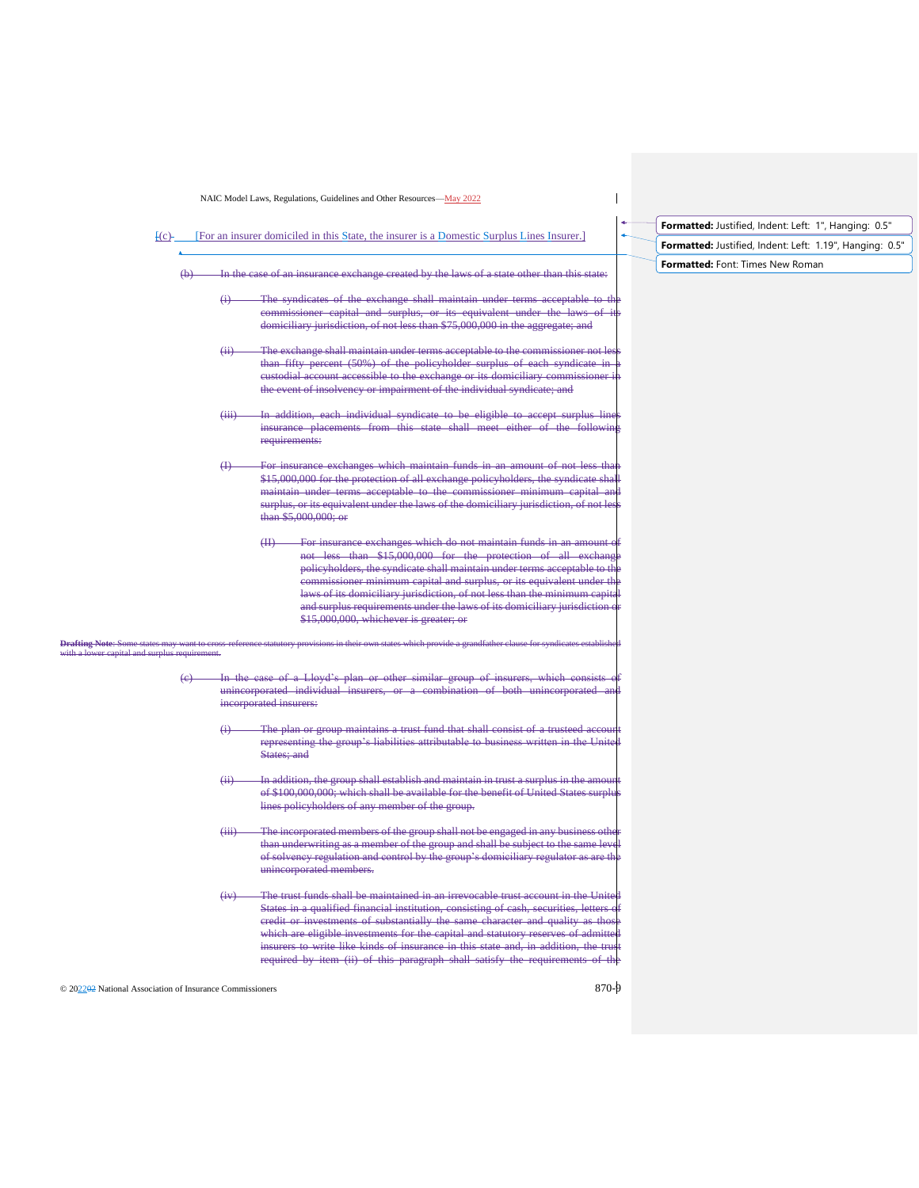[(c) [For an insurer domiciled in this State, the insurer is a Domestic Surplus Lines Insurer.]

(b) In the case of an insurance exchange created by the laws of a state other than this state:

(i) The syndicates of the exchange shall maintain under terms acceptable to the commissioner capital and surplus, or its equivalent under the laws of its domiciliary jurisdiction, of not less than $75,000,000 in the aggregate; and

(ii) The exchange shall maintain under terms acceptable to the commissioner not less than fifty percent (50%) of the policyholder surplus of each syndicate in a custodial account accessible to the exchange or its domiciliary commissioner in the event of insolvency or impairment of the individual syndicate; and

(iii) In addition, each individual syndicate to be eligible to accept surplus lines insurance placements from this state shall meet either of the following requirements:

(I) For insurance exchanges which maintain funds in an amount of not less than $15,000,000 for the protection of all exchange policyholders, the syndicate shall maintain under terms acceptable to the commissioner minimum capital and surplus, or its equivalent under the laws of the domiciliary jurisdiction, of not less than $5,000,000; or

(II) For insurance exchanges which do not maintain funds in an amount of not less than $15,000,000 for the protection of all exchange policyholders, the syndicate shall maintain under terms acceptable to the commissioner minimum capital and surplus, or its equivalent under the laws of its domiciliary jurisdiction, of not less than the minimum capital and surplus requirements under the laws of its domiciliary jurisdiction or $15,000,000, whichever is greater; or

**Drafting Note**: Some states may want to cross-reference statutory provisions in their own states which provide a grandfather clause for syndicates established with a lower capital and surplus requirement.

(c) In the case of a Lloyd's plan or other similar group of insurers, which consists of unincorporated individual insurers, or a combination of both unincorporated and incorporated insurers:

(i) The plan or group maintains a trust fund that shall consist of a trusteed account representing the group's liabilities attributable to business written in the United States; and

(ii) In addition, the group shall establish and maintain in trust a surplus in the amount of $100,000,000; which shall be available for the benefit of United States surplus lines policyholders of any member of the group.

(iii) The incorporated members of the group shall not be engaged in any business other than underwriting as a member of the group and shall be subject to the same level of solvency regulation and control by the group's domiciliary regulator as are the unincorporated members.

(iv) The trust funds shall be maintained in an irrevocable trust account in the United States in a qualified financial institution, consisting of cash, securities, letters of credit or investments of substantially the same character and quality as those which are eligible investments for the capital and statutory reserves of admitted insurers to write like kinds of insurance in this state and, in addition, the trust required by item (ii) of this paragraph shall satisfy the requirements of the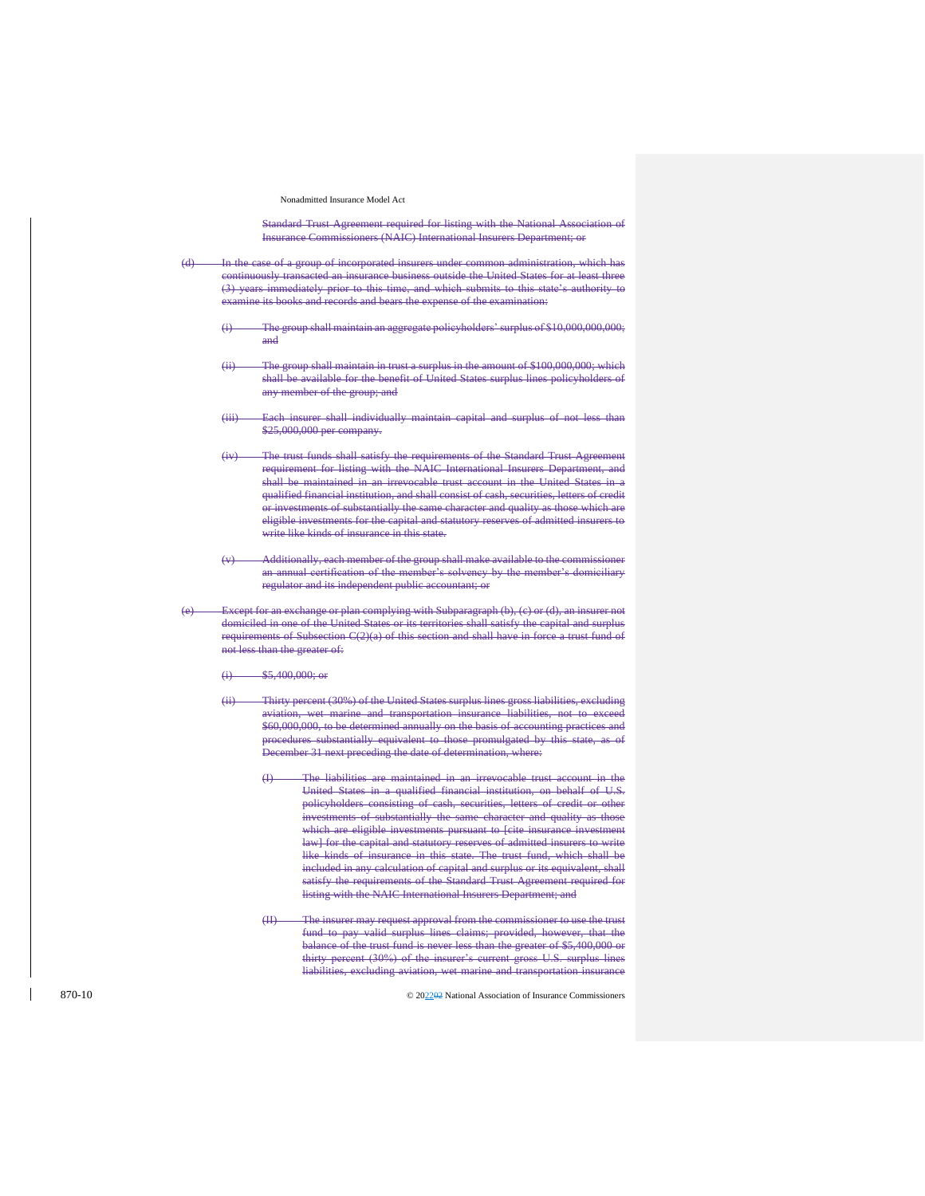Standard Trust Agreement required for listing with the National Association of Insurance Commissioners (NAIC) International Insurers Department; or

(d) In the case of a group of incorporated insurers under common administration, which has continuously transacted an insurance business outside the United States for at least three (3) years immediately prior to this time, and which submits to this state's authority to examine its books and records and bears the expense of the examination:

(i) The group shall maintain an aggregate policyholders' surplus of $10,000,000,000; and

(ii) The group shall maintain in trust a surplus in the amount of $100,000,000; which shall be available for the benefit of United States surplus lines policyholders of any member of the group; and

(iii) Each insurer shall individually maintain capital and surplus of not less than $25,000,000 per company.

(iv) The trust funds shall satisfy the requirements of the Standard Trust Agreement requirement for listing with the NAIC International Insurers Department, and shall be maintained in an irrevocable trust account in the United States in a qualified financial institution, and shall consist of cash, securities, letters of credit or investments of substantially the same character and quality as those which are eligible investments for the capital and statutory reserves of admitted insurers to write like kinds of insurance in this state.

(v) Additionally, each member of the group shall make available to the commissioner an annual certification of the member's solvency by the member's domiciliary regulator and its independent public accountant; or

(e) Except for an exchange or plan complying with Subparagraph (b), (c) or (d), an insurer not domiciled in one of the United States or its territories shall satisfy the capital and surplus requirements of Subsection C(2)(a) of this section and shall have in force a trust fund of not less than the greater of:

(i) $5,400,000; or

(ii) Thirty percent (30%) of the United States surplus lines gross liabilities, excluding aviation, wet marine and transportation insurance liabilities, not to exceed $60,000,000, to be determined annually on the basis of accounting practices and procedures substantially equivalent to those promulgated by this state, as of December 31 next preceding the date of determination, where:

(I) The liabilities are maintained in an irrevocable trust account in the United States in a qualified financial institution, on behalf of U.S. policyholders consisting of cash, securities, letters of credit or other investments of substantially the same character and quality as those which are eligible investments pursuant to [cite insurance investment law] for the capital and statutory reserves of admitted insurers to write like kinds of insurance in this state. The trust fund, which shall be included in any calculation of capital and surplus or its equivalent, shall satisfy the requirements of the Standard Trust Agreement required for listing with the NAIC International Insurers Department; and

(II) The insurer may request approval from the commissioner to use the trust fund to pay valid surplus lines claims; provided, however, that the balance of the trust fund is never less than the greater of $5,400,000 or thirty percent (30%) of the insurer's current gross U.S. surplus lines liabilities, excluding aviation, wet marine and transportation insurance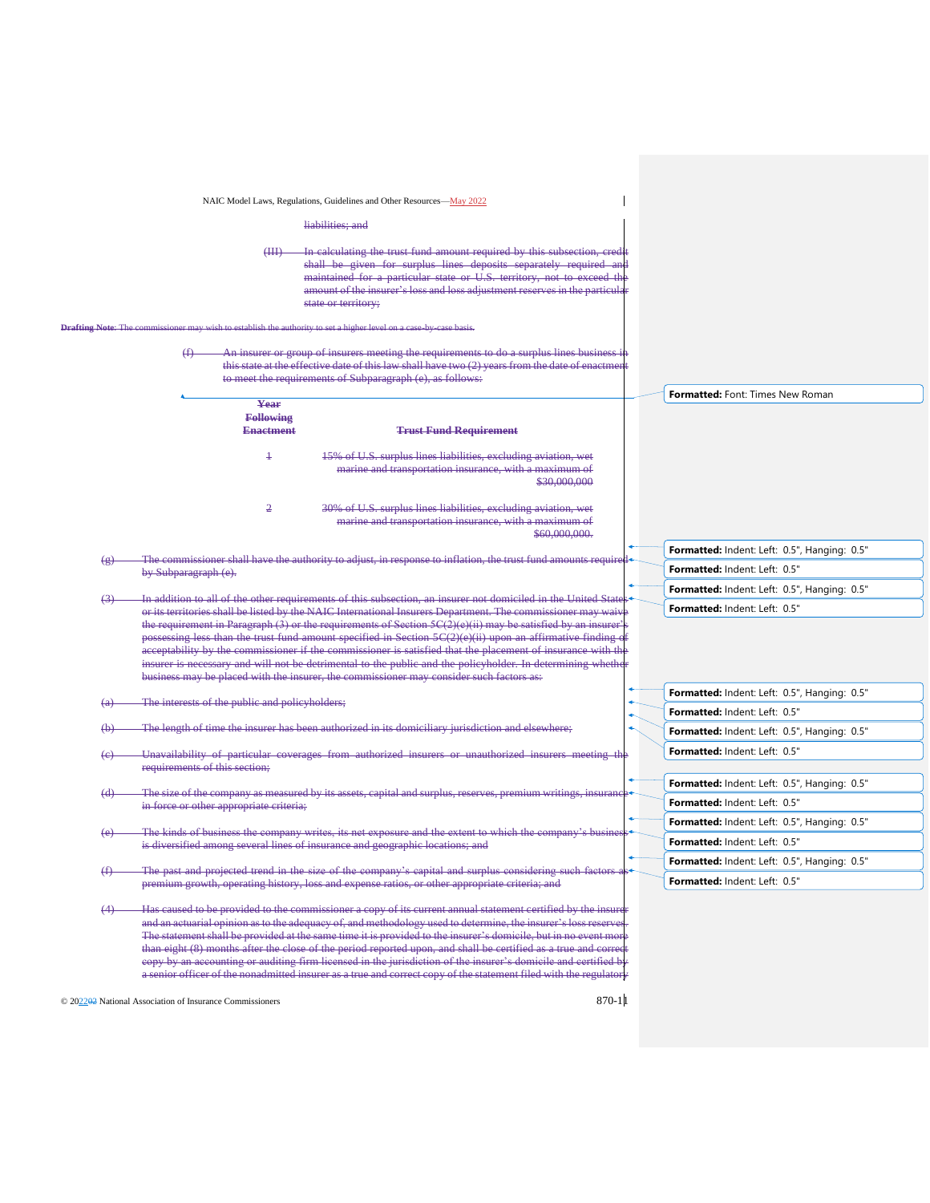liabilities; and

(III) In calculating the trust fund amount required by this subsection, credit shall be given for surplus lines deposits separately required and maintained for a particular state or U.S. territory, not to exceed the amount of the insurer's loss and loss adjustment reserves in the particular state or territory;

**Drafting Note**: The commissioner may wish to establish the authority to set a higher level on a case-by-case basis.

(f) An insurer or group of insurers meeting the requirements to do a surplus lines business in this state at the effective date of this law shall have two (2) years from the date of enactment to meet the requirements of Subparagraph (e), as follows:

| Year Following Enactment | Trust Fund Requirement |
|---|---|
| 1 | 15% of U.S. surplus lines liabilities, excluding aviation, wet marine and transportation insurance, with a maximum of $30,000,000 |
| 2 | 30% of U.S. surplus lines liabilities, excluding aviation, wet marine and transportation insurance, with a maximum of $60,000,000. |

(g) The commissioner shall have the authority to adjust, in response to inflation, the trust fund amounts required by Subparagraph (e).

(3) In addition to all of the other requirements of this subsection, an insurer not domiciled in the United States or its territories shall be listed by the NAIC International Insurers Department. The commissioner may waive the requirement in Paragraph (3) or the requirements of Section 5C(2)(e)(ii) may be satisfied by an insurer's possessing less than the trust fund amount specified in Section 5C(2)(e)(ii) upon an affirmative finding of acceptability by the commissioner if the commissioner is satisfied that the placement of insurance with the insurer is necessary and will not be detrimental to the public and the policyholder. In determining whether business may be placed with the insurer, the commissioner may consider such factors as:

(a) The interests of the public and policyholders;

(b) The length of time the insurer has been authorized in its domiciliary jurisdiction and elsewhere;

(c) Unavailability of particular coverages from authorized insurers or unauthorized insurers meeting the requirements of this section;

(d) The size of the company as measured by its assets, capital and surplus, reserves, premium writings, insurance in force or other appropriate criteria;

(e) The kinds of business the company writes, its net exposure and the extent to which the company's business is diversified among several lines of insurance and geographic locations; and

(f) The past and projected trend in the size of the company's capital and surplus considering such factors as premium growth, operating history, loss and expense ratios, or other appropriate criteria; and

(4) Has caused to be provided to the commissioner a copy of its current annual statement certified by the insurer and an actuarial opinion as to the adequacy of, and methodology used to determine, the insurer's loss reserves. The statement shall be provided at the same time it is provided to the insurer's domicile, but in no event more than eight (8) months after the close of the period reported upon, and shall be certified as a true and correct copy by an accounting or auditing firm licensed in the jurisdiction of the insurer's domicile and certified by a senior officer of the nonadmitted insurer as a true and correct copy of the statement filed with the regulatory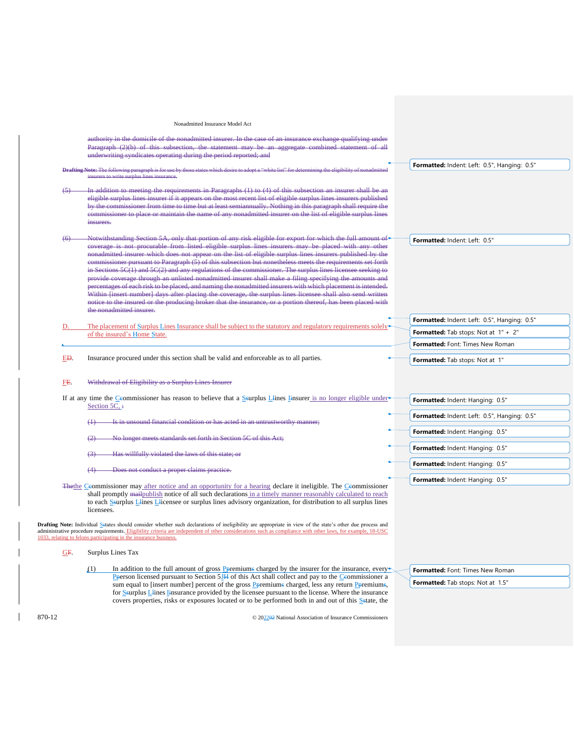authority in the domicile of the nonadmitted insurer. In the case of an insurance exchange qualifying under Paragraph (2)(b) of this subsection, the statement may be an aggregate combined statement of all underwriting syndicates operating during the period reported; and

**Drafting Note:** The following paragraph is for use by those states which desire to adopt a "white list" for determining the eligibility of nonadmitted insurers to write surplus lines insurance.

(5) In addition to meeting the requirements in Paragraphs (1) to (4) of this subsection an insurer shall be an eligible surplus lines insurer if it appears on the most recent list of eligible surplus lines insurers published by the commissioner from time to time but at least semiannually. Nothing in this paragraph shall require the commissioner to place or maintain the name of any nonadmitted insurer on the list of eligible surplus lines insurers.

(6) Notwithstanding Section 5A, only that portion of any risk eligible for export for which the full amount of coverage is not procurable from listed eligible surplus lines insurers may be placed with any other nonadmitted insurer which does not appear on the list of eligible surplus lines insurers published by the commissioner pursuant to Paragraph (5) of this subsection but nonetheless meets the requirements set forth in Sections 5C(1) and 5C(2) and any regulations of the commissioner. The surplus lines licensee seeking to provide coverage through an unlisted nonadmitted insurer shall make a filing specifying the amounts and percentages of each risk to be placed, and naming the nonadmitted insurers with which placement is intended. Within [insert number] days after placing the coverage, the surplus lines licensee shall also send written notice to the insured or the producing broker that the insurance, or a portion thereof, has been placed with the nonadmitted insurer.

D. The placement of Surplus Lines Insurance shall be subject to the statutory and regulatory requirements solely of the insured's Home State.

ED. Insurance procured under this section shall be valid and enforceable as to all parties.

FE. Withdrawal of Eligibility as a Surplus Lines Insurer

If at any time the Ccommissioner has reason to believe that a Ssurplus Llines Iinsurer is no longer eligible under Section 5C, :

(1) Is in unsound financial condition or has acted in an untrustworthy manner;

(2) No longer meets standards set forth in Section 5C of this Act;

(3) Has willfully violated the laws of this state; or

(4) Does not conduct a proper claims practice.

Thethe Ccommissioner may after notice and an opportunity for a hearing declare it ineligible. The Ccommissioner shall promptly mailpublish notice of all such declarations in a timely manner reasonably calculated to reach to each Ssurplus Llines Llicensee or surplus lines advisory organization, for distribution to all surplus lines licensees.

**Drafting Note:** Individual Sstates should consider whether such declarations of ineligibility are appropriate in view of the state's other due process and administrative procedure requirements. Eligibility criteria are independent of other considerations such as compliance with other laws, for example, 18-USC 1033, relating to felons participating in the insurance business.

GF. Surplus Lines Tax

(1) In addition to the full amount of gross Ppremiums charged by the insurer for the insurance, every Pperson licensed pursuant to Section 5JH of this Act shall collect and pay to the Ccommissioner a sum equal to [insert number] percent of the gross Ppremiums charged, less any return Ppremiums, for Ssurplus Llines Iinsurance provided by the licensee pursuant to the license. Where the insurance covers properties, risks or exposures located or to be performed both in and out of this Sstate, the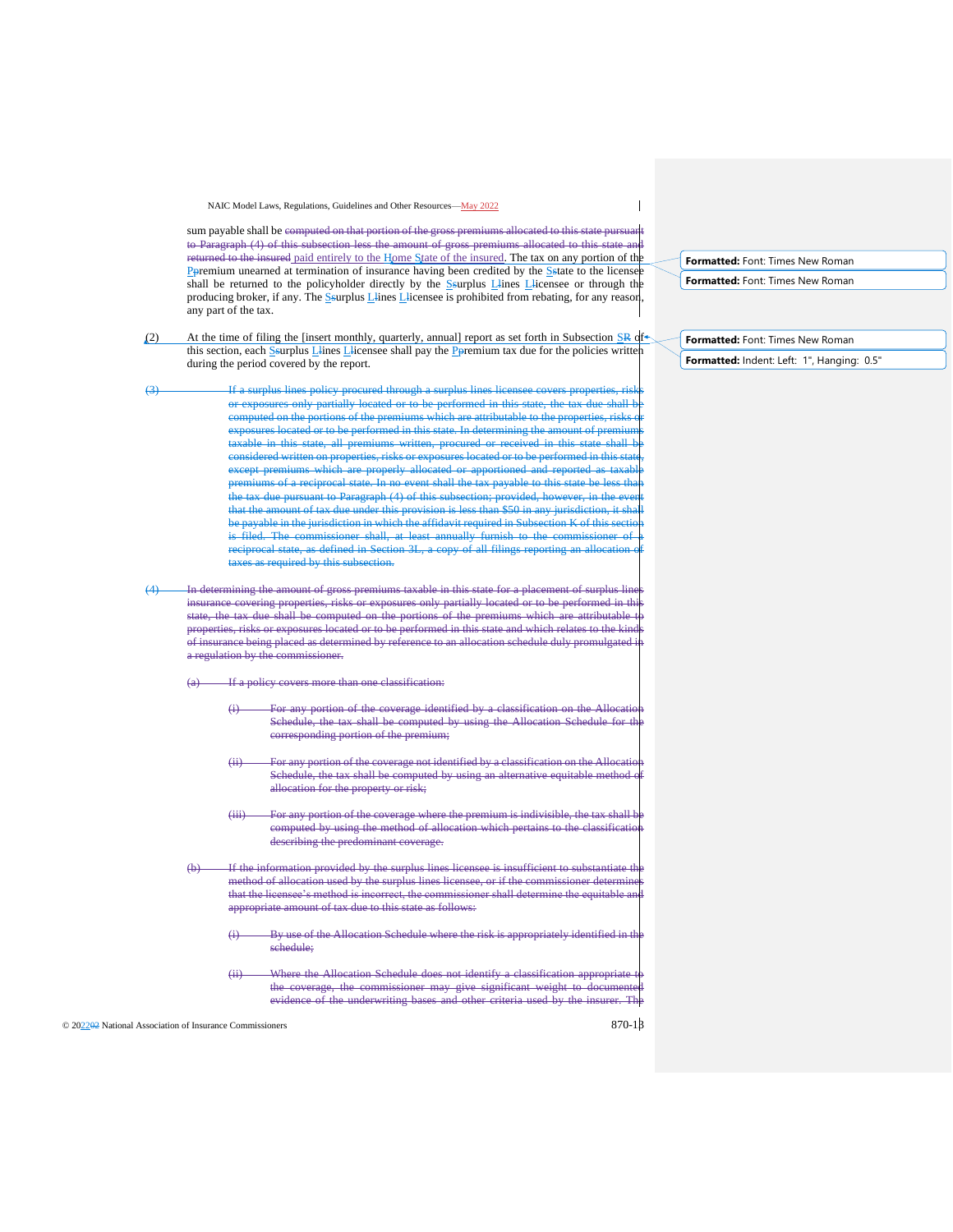sum payable shall be ~~computed on that portion of the gross premiums allocated to this state pursuant to Paragraph (4) of this subsection less the amount of gross premiums allocated to this state and returned to the insured~~ paid entirely to the Home State of the insured. The tax on any portion of the Ppremium unearned at termination of insurance having been credited by the Sstate to the licensee shall be returned to the policyholder directly by the Ssurplus Llines Llicensee or through the producing broker, if any. The Ssurplus Llines Llicensee is prohibited from rebating, for any reason, any part of the tax.

(2) At the time of filing the [insert monthly, quarterly, annual] report as set forth in Subsection SR of this section, each Ssurplus Llines Llicensee shall pay the Ppremium tax due for the policies written during the period covered by the report.

~~(3) If a surplus lines policy procured through a surplus lines licensee covers properties, risks or exposures only partially located or to be performed in this state, the tax due shall be computed on the portions of the premiums which are attributable to the properties, risks or exposures located or to be performed in this state. In determining the amount of premiums taxable in this state, all premiums written, procured or received in this state shall be considered written on properties, risks or exposures located or to be performed in this state, except premiums which are properly allocated or apportioned and reported as taxable premiums of a reciprocal state. In no event shall the tax payable to this state be less than the tax due pursuant to Paragraph (4) of this subsection; provided, however, in the event that the amount of tax due under this provision is less than $50 in any jurisdiction, it shall be payable in the jurisdiction in which the affidavit required in Subsection K of this section is filed. The commissioner shall, at least annually furnish to the commissioner of a reciprocal state, as defined in Section 3L, a copy of all filings reporting an allocation of taxes as required by this subsection.~~

~~(4) In determining the amount of gross premiums taxable in this state for a placement of surplus lines insurance covering properties, risks or exposures only partially located or to be performed in this state, the tax due shall be computed on the portions of the premiums which are attributable to properties, risks or exposures located or to be performed in this state and which relates to the kinds of insurance being placed as determined by reference to an allocation schedule duly promulgated in a regulation by the commissioner.~~

~~(a) If a policy covers more than one classification:~~

~~(i) For any portion of the coverage identified by a classification on the Allocation Schedule, the tax shall be computed by using the Allocation Schedule for the corresponding portion of the premium;~~

~~(ii) For any portion of the coverage not identified by a classification on the Allocation Schedule, the tax shall be computed by using an alternative equitable method of allocation for the property or risk;~~

~~(iii) For any portion of the coverage where the premium is indivisible, the tax shall be computed by using the method of allocation which pertains to the classification describing the predominant coverage.~~

~~(b) If the information provided by the surplus lines licensee is insufficient to substantiate the method of allocation used by the surplus lines licensee, or if the commissioner determines that the licensee's method is incorrect, the commissioner shall determine the equitable and appropriate amount of tax due to this state as follows:~~

~~(i) By use of the Allocation Schedule where the risk is appropriately identified in the schedule;~~

~~(ii) Where the Allocation Schedule does not identify a classification appropriate to the coverage, the commissioner may give significant weight to documented evidence of the underwriting bases and other criteria used by the insurer. The~~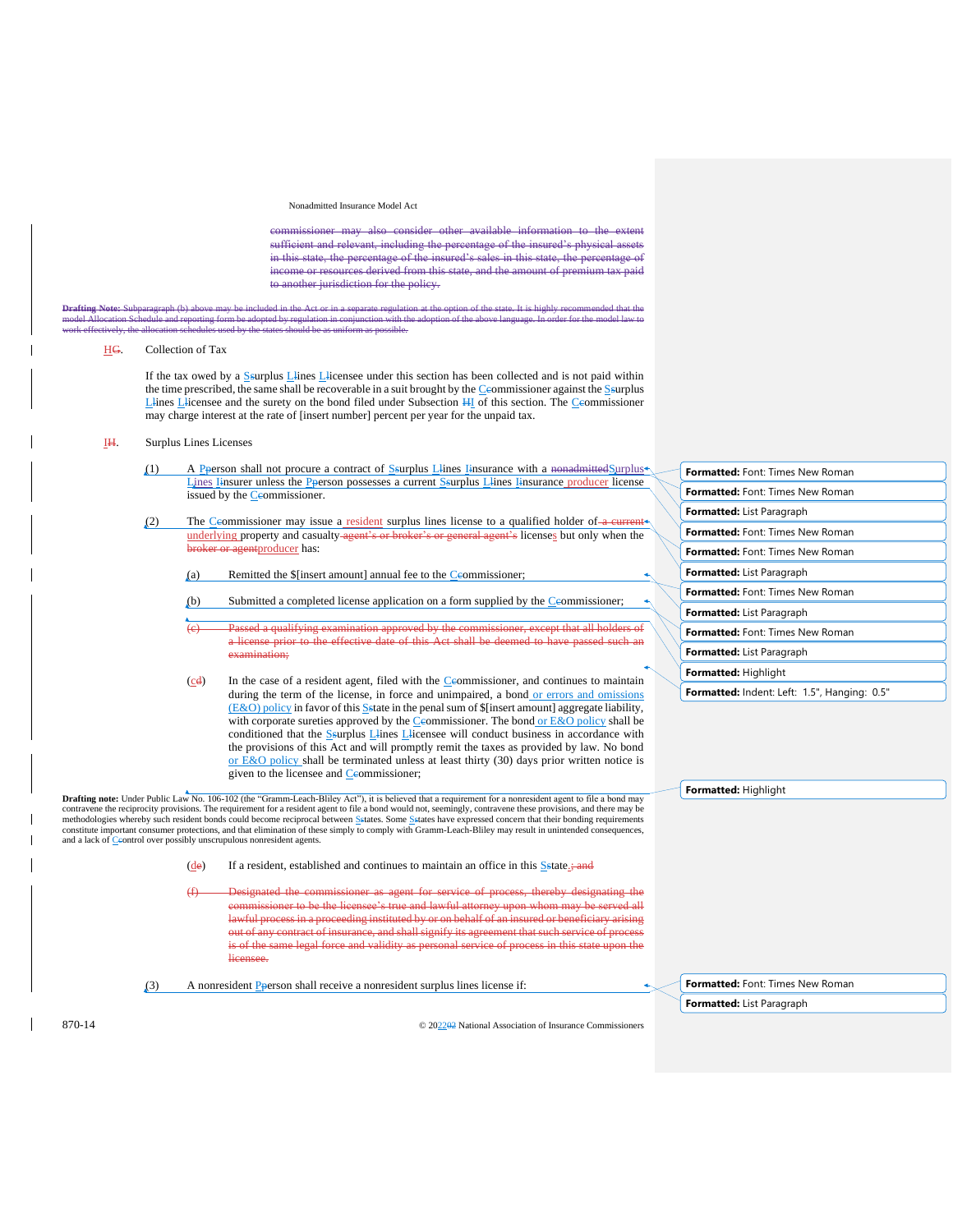commissioner may also consider other available information to the extent sufficient and relevant, including the percentage of the insured's physical assets in this state, the percentage of the insured's sales in this state, the percentage of income or resources derived from this state, and the amount of premium tax paid to another jurisdiction for the policy.

**Drafting Note:** Subparagraph (b) above may be included in the Act or in a separate regulation at the option of the state. It is highly recommended that the model Allocation Schedule and reporting form be adopted by regulation in conjunction with the adoption of the above language. In order for the model law to work effectively, the allocation schedules used by the states should be as uniform as possible.

HG. Collection of Tax

If the tax owed by a Ssurplus Llines Llicensee under this section has been collected and is not paid within the time prescribed, the same shall be recoverable in a suit brought by the Ccommissioner against the Ssurplus Llines Llicensee and the surety on the bond filed under Subsection HI of this section. The Ccommissioner may charge interest at the rate of [insert number] percent per year for the unpaid tax.

IH. Surplus Lines Licenses

(1) A Pperson shall not procure a contract of Ssurplus Llines Iinsurance with a nonadmittedSurplus Lines Iinsurer unless the Pperson possesses a current Ssurplus Llines Iinsurance producer license issued by the Ccommissioner.

(2) The Ccommissioner may issue a resident surplus lines license to a qualified holder of a current underlying property and casualty agent's or broker's or general agent's licenses but only when the broker or agentproducer has:

(a) Remitted the $[insert amount] annual fee to the Ccommissioner;

(b) Submitted a completed license application on a form supplied by the Ccommissioner;

(c) Passed a qualifying examination approved by the commissioner, except that all holders of a license prior to the effective date of this Act shall be deemed to have passed such an examination;

(cd) In the case of a resident agent, filed with the Ccommissioner, and continues to maintain during the term of the license, in force and unimpaired, a bond or errors and omissions (E&O) policy in favor of this Sstate in the penal sum of $[insert amount] aggregate liability, with corporate sureties approved by the Ccommissioner. The bond or E&O policy shall be conditioned that the Ssurplus Llines Llicensee will conduct business in accordance with the provisions of this Act and will promptly remit the taxes as provided by law. No bond or E&O policy shall be terminated unless at least thirty (30) days prior written notice is given to the licensee and Ccommissioner;

**Drafting note:** Under Public Law No. 106-102 (the "Gramm-Leach-Bliley Act"), it is believed that a requirement for a nonresident agent to file a bond may contravene the reciprocity provisions. The requirement for a resident agent to file a bond would not, seemingly, contravene these provisions, and there may be methodologies whereby such resident bonds could become reciprocal between Sstates. Some Sstates have expressed concern that their bonding requirements constitute important consumer protections, and that elimination of these simply to comply with Gramm-Leach-Bliley may result in unintended consequences, and a lack of Ccontrol over possibly unscrupulous nonresident agents.

(de) If a resident, established and continues to maintain an office in this Sstate.; and

(f) Designated the commissioner as agent for service of process, thereby designating the commissioner to be the licensee's true and lawful attorney upon whom may be served all lawful process in a proceeding instituted by or on behalf of an insured or beneficiary arising out of any contract of insurance, and shall signify its agreement that such service of process is of the same legal force and validity as personal service of process in this state upon the licensee.

(3) A nonresident Pperson shall receive a nonresident surplus lines license if: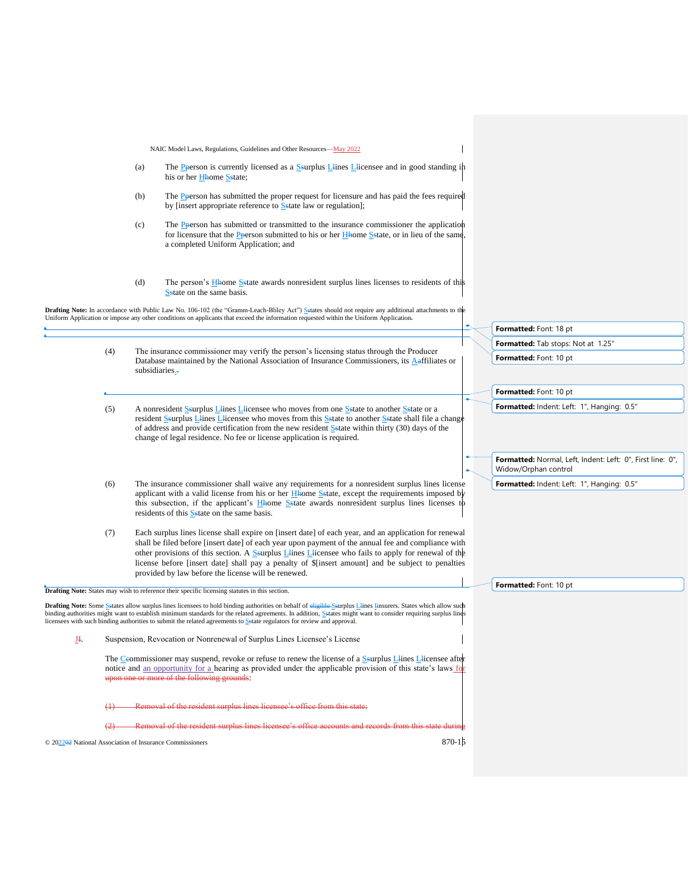(a) The Person is currently licensed as a Surplus Lines Licensee and in good standing in his or her Home State;

(b) The Person has submitted the proper request for licensure and has paid the fees required by [insert appropriate reference to State law or regulation];

(c) The Person has submitted or transmitted to the insurance commissioner the application for licensure that the Person submitted to his or her Home State, or in lieu of the same, a completed Uniform Application; and

(d) The person's Home State awards nonresident surplus lines licenses to residents of this State on the same basis.

**Drafting Note:** In accordance with Public Law No. 106-102 (the "Gramm-Leach-Bliley Act") States should not require any additional attachments to the Uniform Application or impose any other conditions on applicants that exceed the information requested within the Uniform Application.

(4) The insurance commissioner may verify the person's licensing status through the Producer Database maintained by the National Association of Insurance Commissioners, its Affiliates or subsidiaries.

(5) A nonresident Surplus Lines Licensee who moves from one State to another State or a resident Surplus Lines Licensee who moves from this State to another State shall file a change of address and provide certification from the new resident State within thirty (30) days of the change of legal residence. No fee or license application is required.

(6) The insurance commissioner shall waive any requirements for a nonresident surplus lines license applicant with a valid license from his or her Home State, except the requirements imposed by this subsection, if the applicant's Home State awards nonresident surplus lines licenses to residents of this State on the same basis.

(7) Each surplus lines license shall expire on [insert date] of each year, and an application for renewal shall be filed before [insert date] of each year upon payment of the annual fee and compliance with other provisions of this section. A Surplus Lines Licensee who fails to apply for renewal of the license before [insert date] shall pay a penalty of $[insert amount] and be subject to penalties provided by law before the license will be renewed.

**Drafting Note:** States may wish to reference their specific licensing statutes in this section.

**Drafting Note:** Some States allow surplus lines licensees to hold binding authorities on behalf of ~~eligible~~ Surplus Lines Insurers. States which allow such binding authorities might want to establish minimum standards for the related agreements. In addition, States might want to consider requiring surplus lines licensees with such binding authorities to submit the related agreements to State regulators for review and approval.

J. Suspension, Revocation or Nonrenewal of Surplus Lines Licensee's License

The Commissioner may suspend, revoke or refuse to renew the license of a Surplus Lines Licensee after notice and an opportunity for a hearing as provided under the applicable provision of this state's laws ~~for upon one or more of the following grounds~~:

~~(1) Removal of the resident surplus lines licensee's office from this state;~~

~~(2) Removal of the resident surplus lines licensee's office accounts and records from this state during~~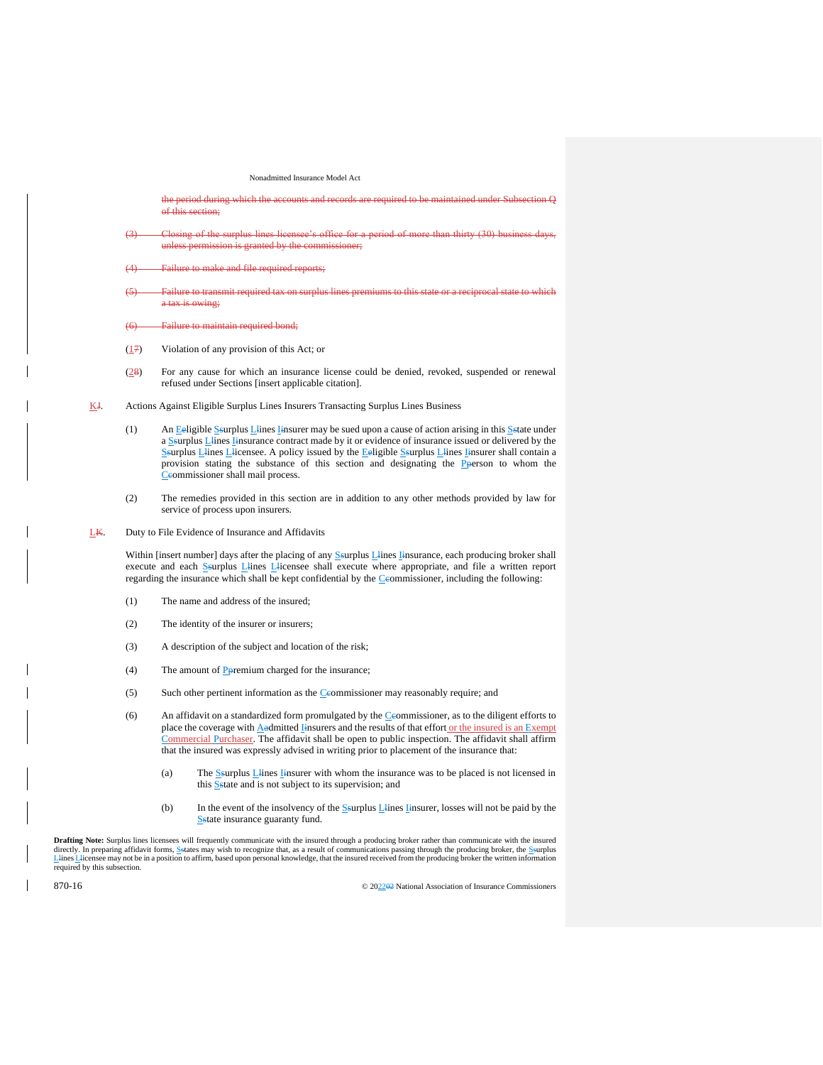~~the period during which the accounts and records are required to be maintained under Subsection Q of this section;~~

~~(3) Closing of the surplus lines licensee's office for a period of more than thirty (30) business days, unless permission is granted by the commissioner;~~

~~(4) Failure to make and file required reports;~~

~~(5) Failure to transmit required tax on surplus lines premiums to this state or a reciprocal state to which a tax is owing;~~

~~(6) Failure to maintain required bond;~~

(1~~7~~) Violation of any provision of this Act; or

(2~~8~~) For any cause for which an insurance license could be denied, revoked, suspended or renewal refused under Sections [insert applicable citation].

K~~J~~. Actions Against Eligible Surplus Lines Insurers Transacting Surplus Lines Business

(1) An E~~e~~ligible S~~s~~urplus L~~l~~ines I~~i~~nsurer may be sued upon a cause of action arising in this S~~s~~tate under a S~~s~~urplus L~~l~~ines I~~i~~nsurance contract made by it or evidence of insurance issued or delivered by the S~~s~~urplus L~~l~~ines L~~l~~icensee. A policy issued by the E~~e~~ligible S~~s~~urplus L~~l~~ines I~~i~~nsurer shall contain a provision stating the substance of this section and designating the P~~p~~erson to whom the C~~c~~ommissioner shall mail process.

(2) The remedies provided in this section are in addition to any other methods provided by law for service of process upon insurers.

L~~K~~. Duty to File Evidence of Insurance and Affidavits

Within [insert number] days after the placing of any S~~s~~urplus L~~l~~ines I~~i~~nsurance, each producing broker shall execute and each S~~s~~urplus L~~l~~ines L~~l~~icensee shall execute where appropriate, and file a written report regarding the insurance which shall be kept confidential by the C~~c~~ommissioner, including the following:

(1) The name and address of the insured;

(2) The identity of the insurer or insurers;

(3) A description of the subject and location of the risk;

(4) The amount of P~~p~~remium charged for the insurance;

(5) Such other pertinent information as the C~~c~~ommissioner may reasonably require; and

(6) An affidavit on a standardized form promulgated by the C~~c~~ommissioner, as to the diligent efforts to place the coverage with A~~a~~dmitted I~~i~~nsurers and the results of that effort or the insured is an Exempt Commercial Purchaser. The affidavit shall be open to public inspection. The affidavit shall affirm that the insured was expressly advised in writing prior to placement of the insurance that:

(a) The S~~s~~urplus L~~l~~ines I~~i~~nsurer with whom the insurance was to be placed is not licensed in this S~~s~~tate and is not subject to its supervision; and

(b) In the event of the insolvency of the S~~s~~urplus L~~l~~ines I~~i~~nsurer, losses will not be paid by the S~~s~~tate insurance guaranty fund.

**Drafting Note:** Surplus lines licensees will frequently communicate with the insured through a producing broker rather than communicate with the insured directly. In preparing affidavit forms, S~~s~~tates may wish to recognize that, as a result of communications passing through the producing broker, the S~~s~~urplus L~~l~~ines L~~l~~icensee may not be in a position to affirm, based upon personal knowledge, that the insured received from the producing broker the written information required by this subsection.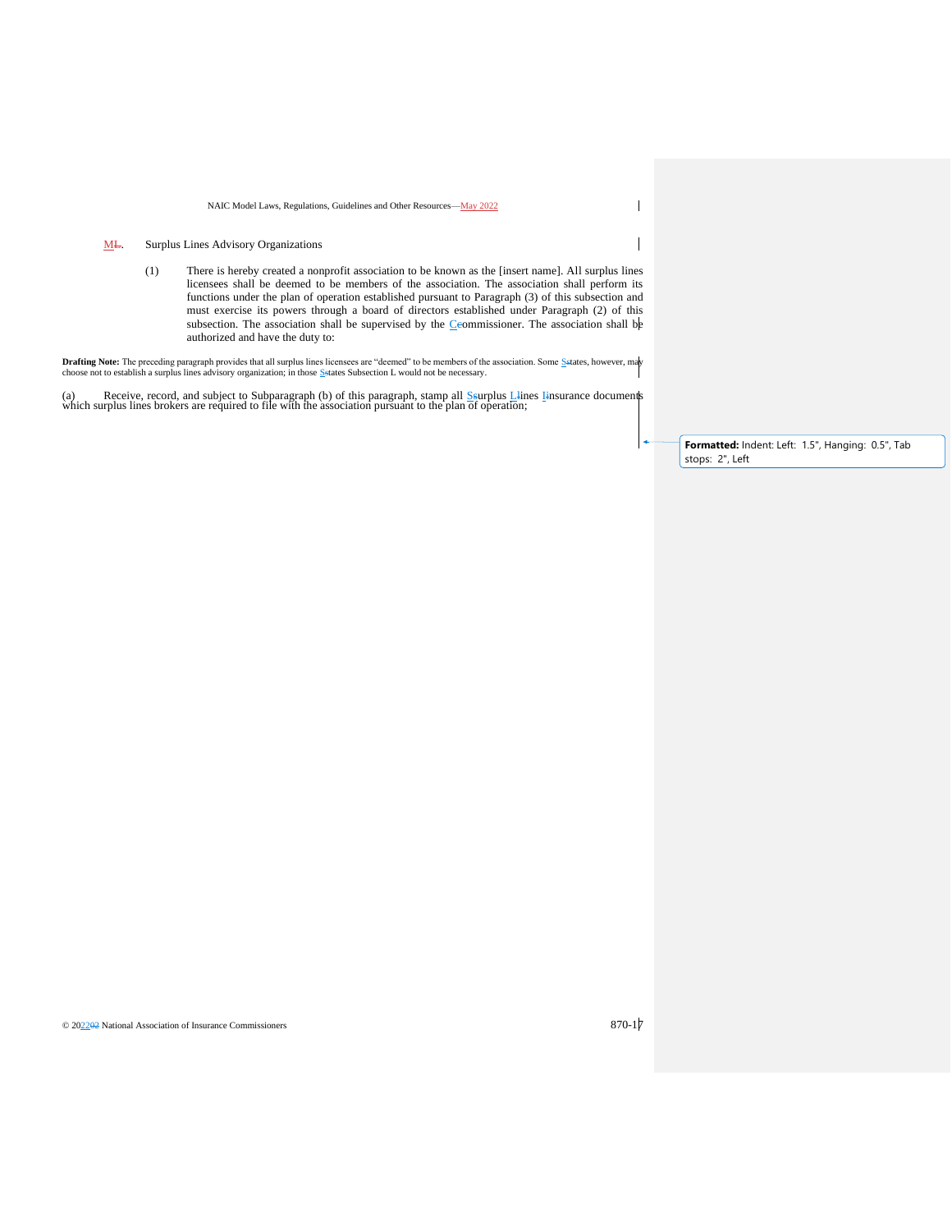M. Surplus Lines Advisory Organizations

(1) There is hereby created a nonprofit association to be known as the [insert name]. All surplus lines licensees shall be deemed to be members of the association. The association shall perform its functions under the plan of operation established pursuant to Paragraph (3) of this subsection and must exercise its powers through a board of directors established under Paragraph (2) of this subsection. The association shall be supervised by the Commissioner. The association shall be authorized and have the duty to:

**Drafting Note:** The preceding paragraph provides that all surplus lines licensees are "deemed" to be members of the association. Some States, however, may choose not to establish a surplus lines advisory organization; in those States Subsection L would not be necessary.

(a) Receive, record, and subject to Subparagraph (b) of this paragraph, stamp all Surplus Lines Insurance documents which surplus lines brokers are required to file with the association pursuant to the plan of operation;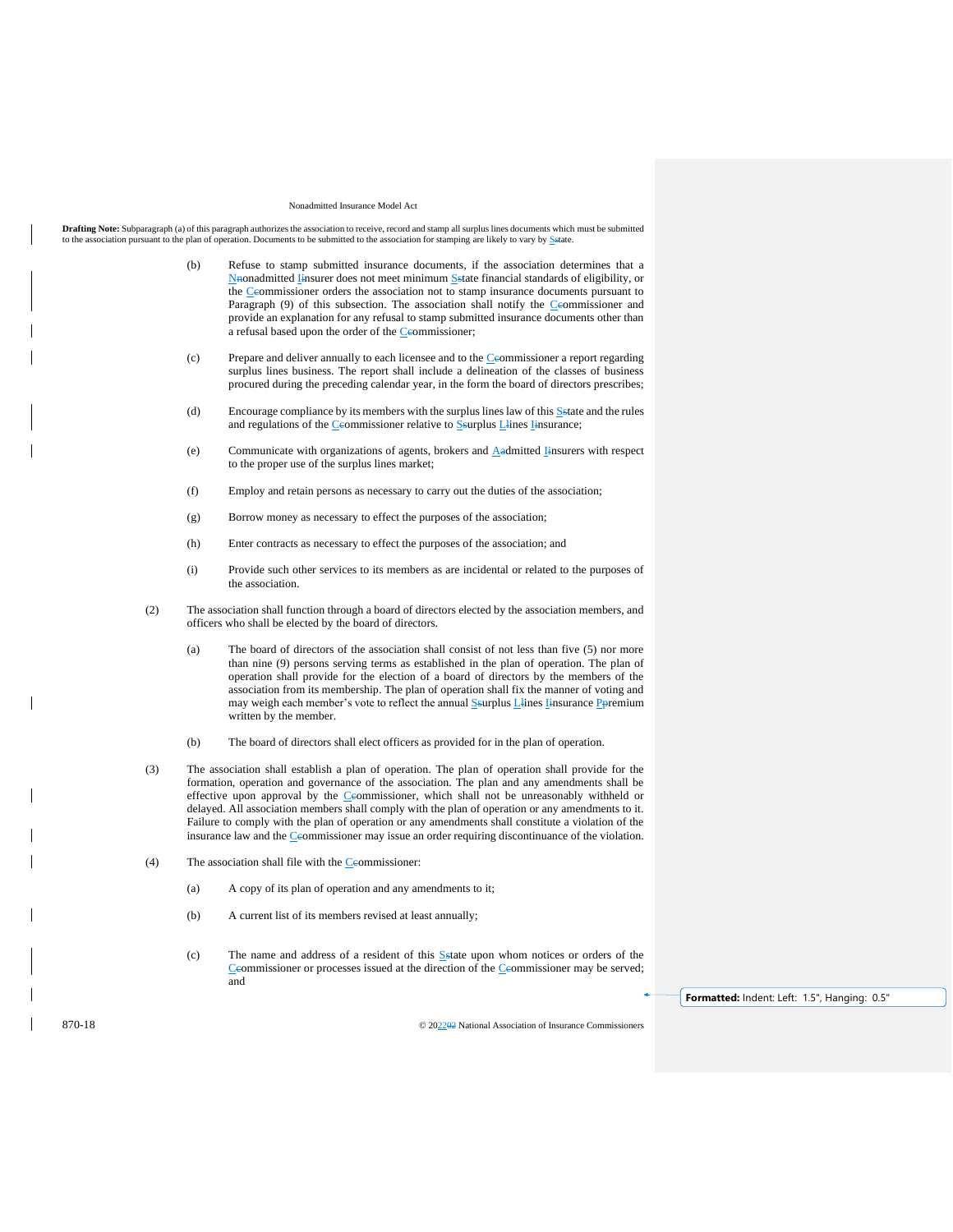**Drafting Note:** Subparagraph (a) of this paragraph authorizes the association to receive, record and stamp all surplus lines documents which must be submitted to the association pursuant to the plan of operation. Documents to be submitted to the association for stamping are likely to vary by State.

(b) Refuse to stamp submitted insurance documents, if the association determines that a Nonadmitted Insurer does not meet minimum State financial standards of eligibility, or the Commissioner orders the association not to stamp insurance documents pursuant to Paragraph (9) of this subsection. The association shall notify the Commissioner and provide an explanation for any refusal to stamp submitted insurance documents other than a refusal based upon the order of the Commissioner;

(c) Prepare and deliver annually to each licensee and to the Commissioner a report regarding surplus lines business. The report shall include a delineation of the classes of business procured during the preceding calendar year, in the form the board of directors prescribes;

(d) Encourage compliance by its members with the surplus lines law of this State and the rules and regulations of the Commissioner relative to Surplus Lines Insurance;

(e) Communicate with organizations of agents, brokers and Admitted Insurers with respect to the proper use of the surplus lines market;

(f) Employ and retain persons as necessary to carry out the duties of the association;

(g) Borrow money as necessary to effect the purposes of the association;

(h) Enter contracts as necessary to effect the purposes of the association; and

(i) Provide such other services to its members as are incidental or related to the purposes of the association.

(2) The association shall function through a board of directors elected by the association members, and officers who shall be elected by the board of directors.

(a) The board of directors of the association shall consist of not less than five (5) nor more than nine (9) persons serving terms as established in the plan of operation. The plan of operation shall provide for the election of a board of directors by the members of the association from its membership. The plan of operation shall fix the manner of voting and may weigh each member's vote to reflect the annual Surplus Lines Insurance Premium written by the member.

(b) The board of directors shall elect officers as provided for in the plan of operation.

(3) The association shall establish a plan of operation. The plan of operation shall provide for the formation, operation and governance of the association. The plan and any amendments shall be effective upon approval by the Commissioner, which shall not be unreasonably withheld or delayed. All association members shall comply with the plan of operation or any amendments to it. Failure to comply with the plan of operation or any amendments shall constitute a violation of the insurance law and the Commissioner may issue an order requiring discontinuance of the violation.

(4) The association shall file with the Commissioner:

(a) A copy of its plan of operation and any amendments to it;

(b) A current list of its members revised at least annually;

(c) The name and address of a resident of this State upon whom notices or orders of the Commissioner or processes issued at the direction of the Commissioner may be served; and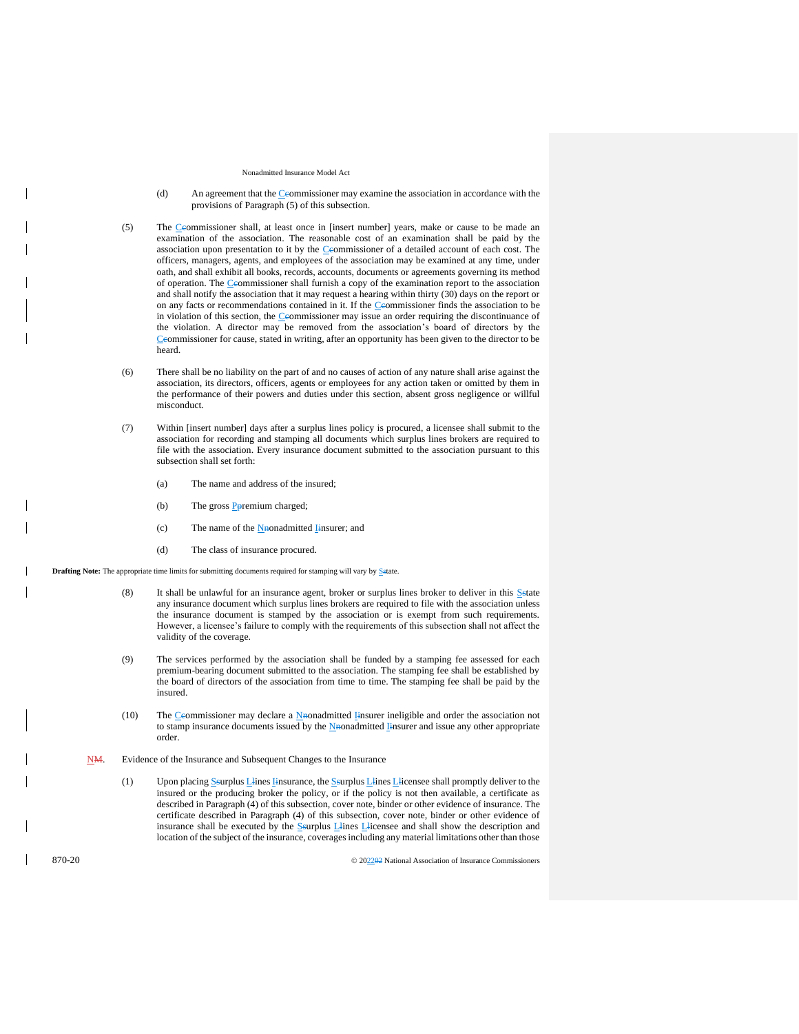(d) An agreement that the Commissioner may examine the association in accordance with the provisions of Paragraph (5) of this subsection.

(5) The Commissioner shall, at least once in [insert number] years, make or cause to be made an examination of the association. The reasonable cost of an examination shall be paid by the association upon presentation to it by the Commissioner of a detailed account of each cost. The officers, managers, agents, and employees of the association may be examined at any time, under oath, and shall exhibit all books, records, accounts, documents or agreements governing its method of operation. The Commissioner shall furnish a copy of the examination report to the association and shall notify the association that it may request a hearing within thirty (30) days on the report or on any facts or recommendations contained in it. If the Commissioner finds the association to be in violation of this section, the Commissioner may issue an order requiring the discontinuance of the violation. A director may be removed from the association's board of directors by the Commissioner for cause, stated in writing, after an opportunity has been given to the director to be heard.

(6) There shall be no liability on the part of and no causes of action of any nature shall arise against the association, its directors, officers, agents or employees for any action taken or omitted by them in the performance of their powers and duties under this section, absent gross negligence or willful misconduct.

(7) Within [insert number] days after a surplus lines policy is procured, a licensee shall submit to the association for recording and stamping all documents which surplus lines brokers are required to file with the association. Every insurance document submitted to the association pursuant to this subsection shall set forth:

(a) The name and address of the insured;

(b) The gross Premium charged;

(c) The name of the Nonadmitted Insurer; and

(d) The class of insurance procured.

**Drafting Note:** The appropriate time limits for submitting documents required for stamping will vary by State.

(8) It shall be unlawful for an insurance agent, broker or surplus lines broker to deliver in this State any insurance document which surplus lines brokers are required to file with the association unless the insurance document is stamped by the association or is exempt from such requirements. However, a licensee's failure to comply with the requirements of this subsection shall not affect the validity of the coverage.

(9) The services performed by the association shall be funded by a stamping fee assessed for each premium-bearing document submitted to the association. The stamping fee shall be established by the board of directors of the association from time to time. The stamping fee shall be paid by the insured.

(10) The Commissioner may declare a Nonadmitted Insurer ineligible and order the association not to stamp insurance documents issued by the Nonadmitted Insurer and issue any other appropriate order.

N. Evidence of the Insurance and Subsequent Changes to the Insurance

(1) Upon placing Surplus Lines Insurance, the Surplus Lines Licensee shall promptly deliver to the insured or the producing broker the policy, or if the policy is not then available, a certificate as described in Paragraph (4) of this subsection, cover note, binder or other evidence of insurance. The certificate described in Paragraph (4) of this subsection, cover note, binder or other evidence of insurance shall be executed by the Surplus Lines Licensee and shall show the description and location of the subject of the insurance, coverages including any material limitations other than those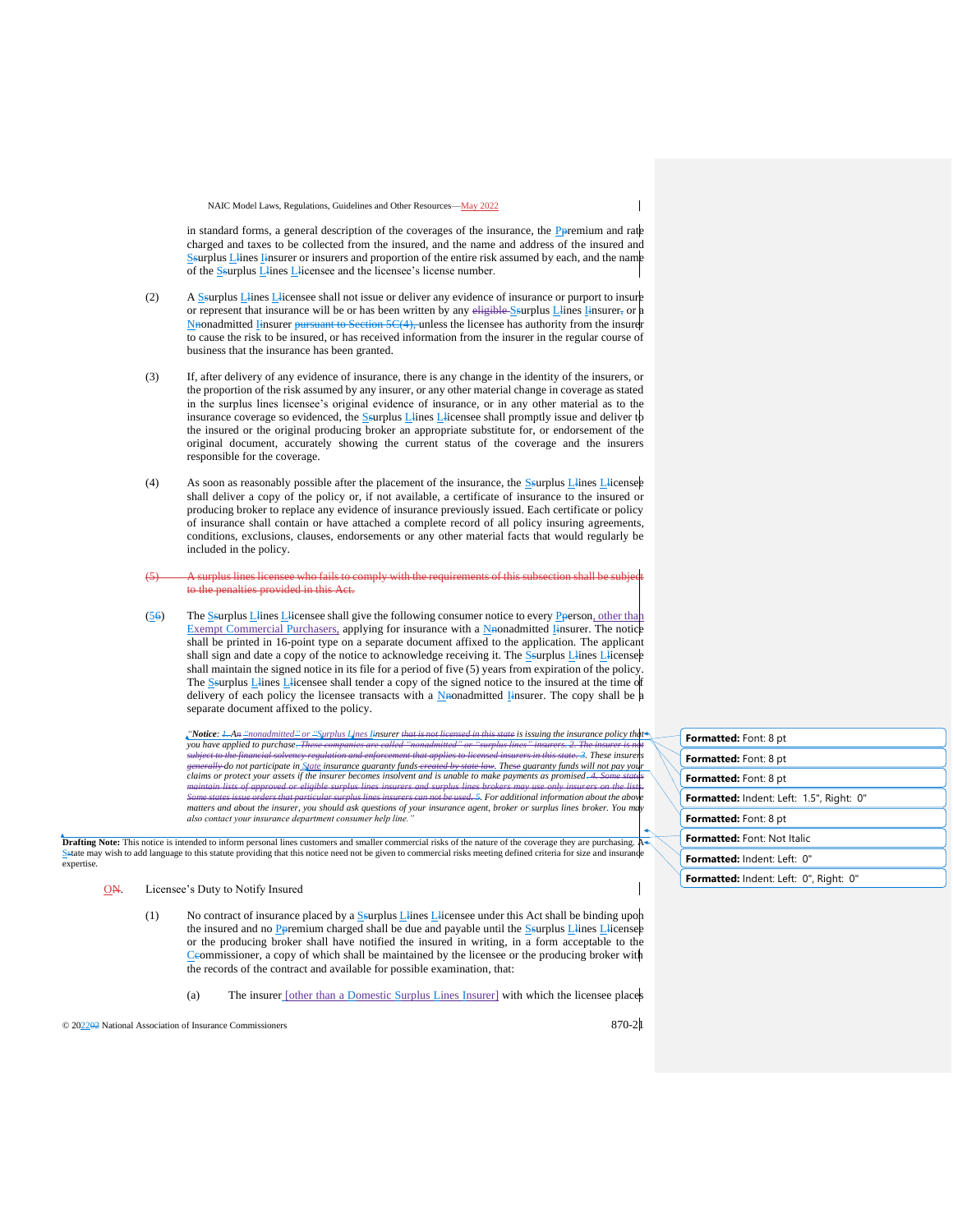in standard forms, a general description of the coverages of the insurance, the Ppremium and rate charged and taxes to be collected from the insured, and the name and address of the insured and Ssurplus Llines Iinsurer or insurers and proportion of the entire risk assumed by each, and the name of the Ssurplus Llines Llicensee and the licensee's license number.

(2) A Ssurplus Llines Llicensee shall not issue or deliver any evidence of insurance or purport to insure or represent that insurance will be or has been written by any eligible Ssurplus Llines Iinsurer, or a Nnonadmitted Iinsurer pursuant to Section 5C(4), unless the licensee has authority from the insurer to cause the risk to be insured, or has received information from the insurer in the regular course of business that the insurance has been granted.

(3) If, after delivery of any evidence of insurance, there is any change in the identity of the insurers, or the proportion of the risk assumed by any insurer, or any other material change in coverage as stated in the surplus lines licensee's original evidence of insurance, or in any other material as to the insurance coverage so evidenced, the Ssurplus Llines Llicensee shall promptly issue and deliver to the insured or the original producing broker an appropriate substitute for, or endorsement of the original document, accurately showing the current status of the coverage and the insurers responsible for the coverage.

(4) As soon as reasonably possible after the placement of the insurance, the Ssurplus Llines Llicensee shall deliver a copy of the policy or, if not available, a certificate of insurance to the insured or producing broker to replace any evidence of insurance previously issued. Each certificate or policy of insurance shall contain or have attached a complete record of all policy insuring agreements, conditions, exclusions, clauses, endorsements or any other material facts that would regularly be included in the policy.

~~(5) A surplus lines licensee who fails to comply with the requirements of this subsection shall be subject to the penalties provided in this Act.~~

(56) The Ssurplus Llines Llicensee shall give the following consumer notice to every Pperson, other than Exempt Commercial Purchasers, applying for insurance with a Nnonadmitted Iinsurer. The notice shall be printed in 16-point type on a separate document affixed to the application. The applicant shall sign and date a copy of the notice to acknowledge receiving it. The Ssurplus Llines Llicensee shall maintain the signed notice in its file for a period of five (5) years from expiration of the policy. The Ssurplus Llines Llicensee shall tender a copy of the signed notice to the insured at the time of delivery of each policy the licensee transacts with a Nnonadmitted Iinsurer. The copy shall be a separate document affixed to the policy.

*"**Notice**: ~~1.~~ An ~~"nonadmitted" or~~ "Surplus Lines Iinsurer ~~that is not licensed in this state~~ is issuing the insurance policy that you have applied to purchase. ~~These companies are called "nonadmitted" or "surplus lines" insurers. 2. The insurer is not subject to the financial solvency regulation and enforcement that applies to licensed insurers in this state. 3.~~ These insurers ~~generally~~ do not participate in State insurance guaranty funds ~~created by state law~~. These guaranty funds will not pay your claims or protect your assets if the insurer becomes insolvent and is unable to make payments as promised. ~~4. Some states maintain lists of approved or eligible surplus lines insurers and surplus lines brokers may use only insurers on the lists. Some states issue orders that particular surplus lines insurers can not be used. 5.~~ For additional information about the above matters and about the insurer, you should ask questions of your insurance agent, broker or surplus lines broker. You may also contact your insurance department consumer help line."*

**Drafting Note:** This notice is intended to inform personal lines customers and smaller commercial risks of the nature of the coverage they are purchasing. A Sstate may wish to add language to this statute providing that this notice need not be given to commercial risks meeting defined criteria for size and insurance expertise.

ON. Licensee's Duty to Notify Insured

(1) No contract of insurance placed by a Ssurplus Llines Llicensee under this Act shall be binding upon the insured and no Ppremium charged shall be due and payable until the Ssurplus Llines Llicensee or the producing broker shall have notified the insured in writing, in a form acceptable to the Ccommissioner, a copy of which shall be maintained by the licensee or the producing broker with the records of the contract and available for possible examination, that:

(a) The insurer [other than a Domestic Surplus Lines Insurer] with which the licensee places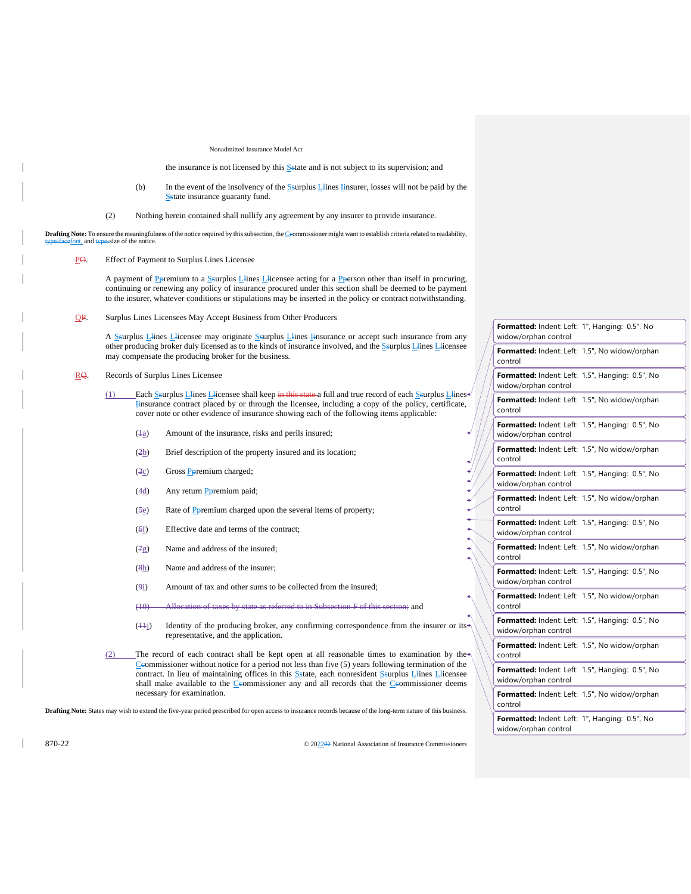the insurance is not licensed by this State and is not subject to its supervision; and

(b) In the event of the insolvency of the Surplus Lines Insurer, losses will not be paid by the State insurance guaranty fund.

(2) Nothing herein contained shall nullify any agreement by any insurer to provide insurance.

**Drafting Note:** To ensure the meaningfulness of the notice required by this subsection, the Commissioner might want to establish criteria related to readability, font, and size of the notice.

P. Effect of Payment to Surplus Lines Licensee

A payment of Premium to a Surplus Lines Licensee acting for a Person other than itself in procuring, continuing or renewing any policy of insurance procured under this section shall be deemed to be payment to the insurer, whatever conditions or stipulations may be inserted in the policy or contract notwithstanding.

Q. Surplus Lines Licensees May Accept Business from Other Producers

A Surplus Lines Licensee may originate Surplus Lines Insurance or accept such insurance from any other producing broker duly licensed as to the kinds of insurance involved, and the Surplus Lines Licensee may compensate the producing broker for the business.

R. Records of Surplus Lines Licensee

(1) Each Surplus Lines Licensee shall keep a full and true record of each Surplus Lines Insurance contract placed by or through the licensee, including a copy of the policy, certificate, cover note or other evidence of insurance showing each of the following items applicable:

(a) Amount of the insurance, risks and perils insured;

(b) Brief description of the property insured and its location;

(c) Gross Premium charged;

(d) Any return Premium paid;

(e) Rate of Premium charged upon the several items of property;

(f) Effective date and terms of the contract;

(g) Name and address of the insured;

(h) Name and address of the insurer;

(i) Amount of tax and other sums to be collected from the insured; and

(j) Identity of the producing broker, any confirming correspondence from the insurer or its representative, and the application.

(2) The record of each contract shall be kept open at all reasonable times to examination by the Commissioner without notice for a period not less than five (5) years following termination of the contract. In lieu of maintaining offices in this State, each nonresident Surplus Lines Licensee shall make available to the Commissioner any and all records that the Commissioner deems necessary for examination.

**Drafting Note:** States may wish to extend the five-year period prescribed for open access to insurance records because of the long-term nature of this business.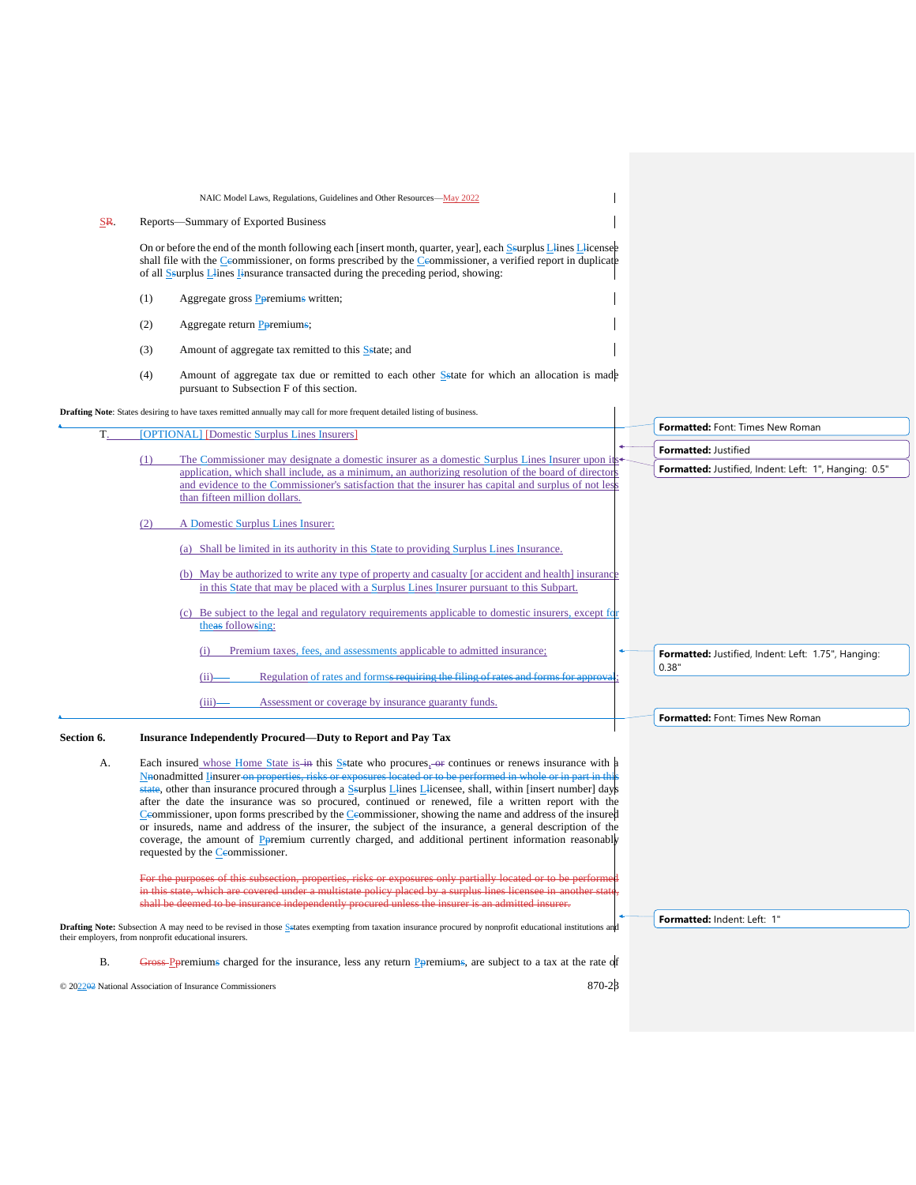SR. Reports—Summary of Exported Business

On or before the end of the month following each [insert month, quarter, year], each Ssurplus Llines Llicensee shall file with the Ccommissioner, on forms prescribed by the Ccommissioner, a verified report in duplicate of all Ssurplus Llines Iinsurance transacted during the preceding period, showing:

(1) Aggregate gross Ppremiums written;

(2) Aggregate return Ppremiums;

(3) Amount of aggregate tax remitted to this Sstate; and

(4) Amount of aggregate tax due or remitted to each other Sstate for which an allocation is made pursuant to Subsection F of this section.

**Drafting Note**: States desiring to have taxes remitted annually may call for more frequent detailed listing of business.

T. [OPTIONAL] [Domestic Surplus Lines Insurers]

(1) The Commissioner may designate a domestic insurer as a domestic Surplus Lines Insurer upon its application, which shall include, as a minimum, an authorizing resolution of the board of directors and evidence to the Commissioner's satisfaction that the insurer has capital and surplus of not less than fifteen million dollars.

(2) A Domestic Surplus Lines Insurer:

(a) Shall be limited in its authority in this State to providing Surplus Lines Insurance.

(b) May be authorized to write any type of property and casualty [or accident and health] insurance in this State that may be placed with a Surplus Lines Insurer pursuant to this Subpart.

(c) Be subject to the legal and regulatory requirements applicable to domestic insurers, except for theas followsing:

(i) Premium taxes, fees, and assessments applicable to admitted insurance;

(ii) Regulation of rates and formss requiring the filing of rates and forms for approval;

(iii) Assessment or coverage by insurance guaranty funds.

**Section 6. Insurance Independently Procured—Duty to Report and Pay Tax**

A. Each insured whose Home State is in this Sstate who procures, or continues or renews insurance with a Nnonadmitted Iinsurer on properties, risks or exposures located or to be performed in whole or in part in this state, other than insurance procured through a Ssurplus Llines Llicensee, shall, within [insert number] days after the date the insurance was so procured, continued or renewed, file a written report with the Ccommissioner, upon forms prescribed by the Ccommissioner, showing the name and address of the insured or insureds, name and address of the insurer, the subject of the insurance, a general description of the coverage, the amount of Ppremium currently charged, and additional pertinent information reasonably requested by the Ccommissioner.

~~For the purposes of this subsection, properties, risks or exposures only partially located or to be performed in this state, which are covered under a multistate policy placed by a surplus lines licensee in another state, shall be deemed to be insurance independently procured unless the insurer is an admitted insurer.~~

**Drafting Note:** Subsection A may need to be revised in those Sstates exempting from taxation insurance procured by nonprofit educational institutions and their employers, from nonprofit educational insurers.

B. ~~Gross~~ Ppremiums charged for the insurance, less any return Ppremiums, are subject to a tax at the rate of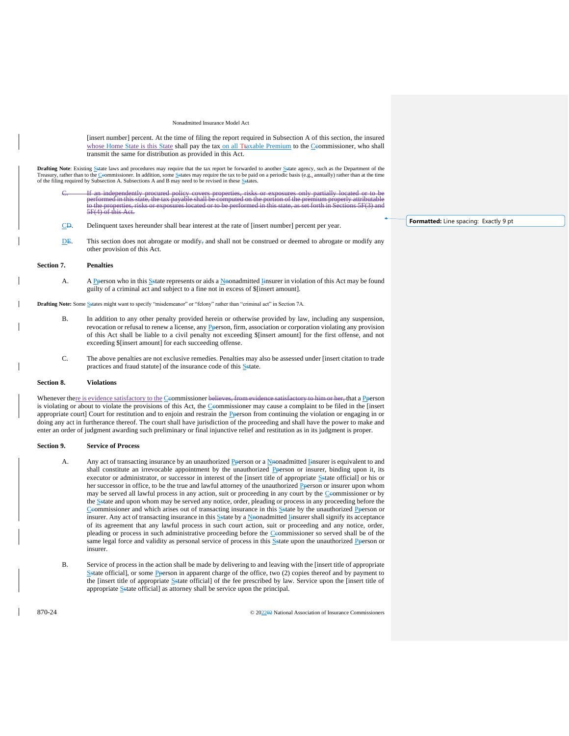[insert number] percent. At the time of filing the report required in Subsection A of this section, the insured whose Home State is this State shall pay the tax on all Ttaxable Premium to the Ccommissioner, who shall transmit the same for distribution as provided in this Act.

**Drafting Note**: Existing Sstate laws and procedures may require that the tax report be forwarded to another Sstate agency, such as the Department of the Treasury, rather than to the Ccommissioner. In addition, some Sstates may require the tax to be paid on a periodic basis (e.g., annually) rather than at the time of the filing required by Subsection A. Subsections A and B may need to be revised in these Sstates.

C. ~~If an independently procured policy covers properties, risks or exposures only partially located or to be performed in this state, the tax payable shall be computed on the portion of the premium properly attributable to the properties, risks or exposures located or to be performed in this state, as set forth in Sections 5F(3) and 5F(4) of this Act.~~

CD. Delinquent taxes hereunder shall bear interest at the rate of [insert number] percent per year.

DE. This section does not abrogate or modify, and shall not be construed or deemed to abrogate or modify any other provision of this Act.

## Section 7. Penalties

A. A Pperson who in this Sstate represents or aids a Nnonadmitted Iinsurer in violation of this Act may be found guilty of a criminal act and subject to a fine not in excess of $[insert amount].

**Drafting Note:** Some Sstates might want to specify "misdemeanor" or "felony" rather than "criminal act" in Section 7A.

B. In addition to any other penalty provided herein or otherwise provided by law, including any suspension, revocation or refusal to renew a license, any Pperson, firm, association or corporation violating any provision of this Act shall be liable to a civil penalty not exceeding $[insert amount] for the first offense, and not exceeding $[insert amount] for each succeeding offense.

C. The above penalties are not exclusive remedies. Penalties may also be assessed under [insert citation to trade practices and fraud statute] of the insurance code of this Sstate.

## Section 8. Violations

Whenever there is evidence satisfactory to the Ccommissioner ~~believes, from evidence satisfactory to him or her,~~ that a Pperson is violating or about to violate the provisions of this Act, the Ccommissioner may cause a complaint to be filed in the [insert appropriate court] Court for restitution and to enjoin and restrain the Pperson from continuing the violation or engaging in or doing any act in furtherance thereof. The court shall have jurisdiction of the proceeding and shall have the power to make and enter an order of judgment awarding such preliminary or final injunctive relief and restitution as in its judgment is proper.

## Section 9. Service of Process

A. Any act of transacting insurance by an unauthorized Pperson or a Nnonadmitted Iinsurer is equivalent to and shall constitute an irrevocable appointment by the unauthorized Pperson or insurer, binding upon it, its executor or administrator, or successor in interest of the [insert title of appropriate Sstate official] or his or her successor in office, to be the true and lawful attorney of the unauthorized Pperson or insurer upon whom may be served all lawful process in any action, suit or proceeding in any court by the Ccommissioner or by the Sstate and upon whom may be served any notice, order, pleading or process in any proceeding before the Ccommissioner and which arises out of transacting insurance in this Sstate by the unauthorized Pperson or insurer. Any act of transacting insurance in this Sstate by a Nnonadmitted Iinsurer shall signify its acceptance of its agreement that any lawful process in such court action, suit or proceeding and any notice, order, pleading or process in such administrative proceeding before the Ccommissioner so served shall be of the same legal force and validity as personal service of process in this Sstate upon the unauthorized Pperson or insurer.

B. Service of process in the action shall be made by delivering to and leaving with the [insert title of appropriate Sstate official], or some Pperson in apparent charge of the office, two (2) copies thereof and by payment to the [insert title of appropriate Sstate official] of the fee prescribed by law. Service upon the [insert title of appropriate Sstate official] as attorney shall be service upon the principal.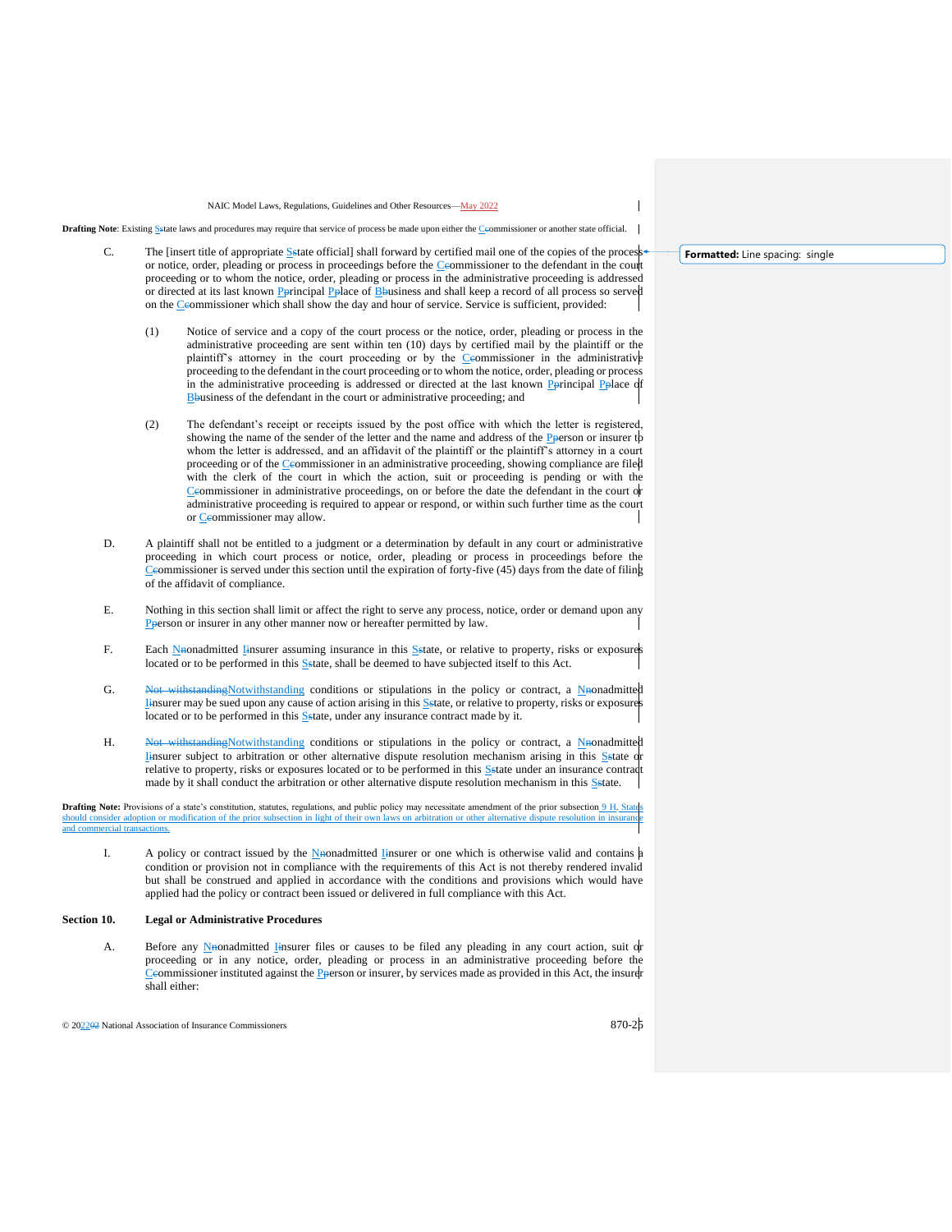**Drafting Note**: Existing State laws and procedures may require that service of process be made upon either the Commissioner or another state official.

C. The [insert title of appropriate State official] shall forward by certified mail one of the copies of the process or notice, order, pleading or process in proceedings before the Commissioner to the defendant in the court proceeding or to whom the notice, order, pleading or process in the administrative proceeding is addressed or directed at its last known Principal Place of Business and shall keep a record of all process so served on the Commissioner which shall show the day and hour of service. Service is sufficient, provided:

(1) Notice of service and a copy of the court process or the notice, order, pleading or process in the administrative proceeding are sent within ten (10) days by certified mail by the plaintiff or the plaintiff's attorney in the court proceeding or by the Commissioner in the administrative proceeding to the defendant in the court proceeding or to whom the notice, order, pleading or process in the administrative proceeding is addressed or directed at the last known Principal Place of Business of the defendant in the court or administrative proceeding; and

(2) The defendant's receipt or receipts issued by the post office with which the letter is registered, showing the name of the sender of the letter and the name and address of the Person or insurer to whom the letter is addressed, and an affidavit of the plaintiff or the plaintiff's attorney in a court proceeding or of the Commissioner in an administrative proceeding, showing compliance are filed with the clerk of the court in which the action, suit or proceeding is pending or with the Commissioner in administrative proceedings, on or before the date the defendant in the court or administrative proceeding is required to appear or respond, or within such further time as the court or Commissioner may allow.

D. A plaintiff shall not be entitled to a judgment or a determination by default in any court or administrative proceeding in which court process or notice, order, pleading or process in proceedings before the Commissioner is served under this section until the expiration of forty-five (45) days from the date of filing of the affidavit of compliance.

E. Nothing in this section shall limit or affect the right to serve any process, notice, order or demand upon any Person or insurer in any other manner now or hereafter permitted by law.

F. Each Nonadmitted Insurer assuming insurance in this State, or relative to property, risks or exposures located or to be performed in this State, shall be deemed to have subjected itself to this Act.

G. Notwithstanding conditions or stipulations in the policy or contract, a Nonadmitted Insurer may be sued upon any cause of action arising in this State, or relative to property, risks or exposures located or to be performed in this State, under any insurance contract made by it.

H. Notwithstanding conditions or stipulations in the policy or contract, a Nonadmitted Insurer subject to arbitration or other alternative dispute resolution mechanism arising in this State or relative to property, risks or exposures located or to be performed in this State under an insurance contract made by it shall conduct the arbitration or other alternative dispute resolution mechanism in this State.

**Drafting Note:** Provisions of a state's constitution, statutes, regulations, and public policy may necessitate amendment of the prior subsection 9 H. States should consider adoption or modification of the prior subsection in light of their own laws on arbitration or other alternative dispute resolution in insurance and commercial transactions.

I. A policy or contract issued by the Nonadmitted Insurer or one which is otherwise valid and contains a condition or provision not in compliance with the requirements of this Act is not thereby rendered invalid but shall be construed and applied in accordance with the conditions and provisions which would have applied had the policy or contract been issued or delivered in full compliance with this Act.

**Section 10. Legal or Administrative Procedures**

A. Before any Nonadmitted Insurer files or causes to be filed any pleading in any court action, suit or proceeding or in any notice, order, pleading or process in an administrative proceeding before the Commissioner instituted against the Person or insurer, by services made as provided in this Act, the insurer shall either: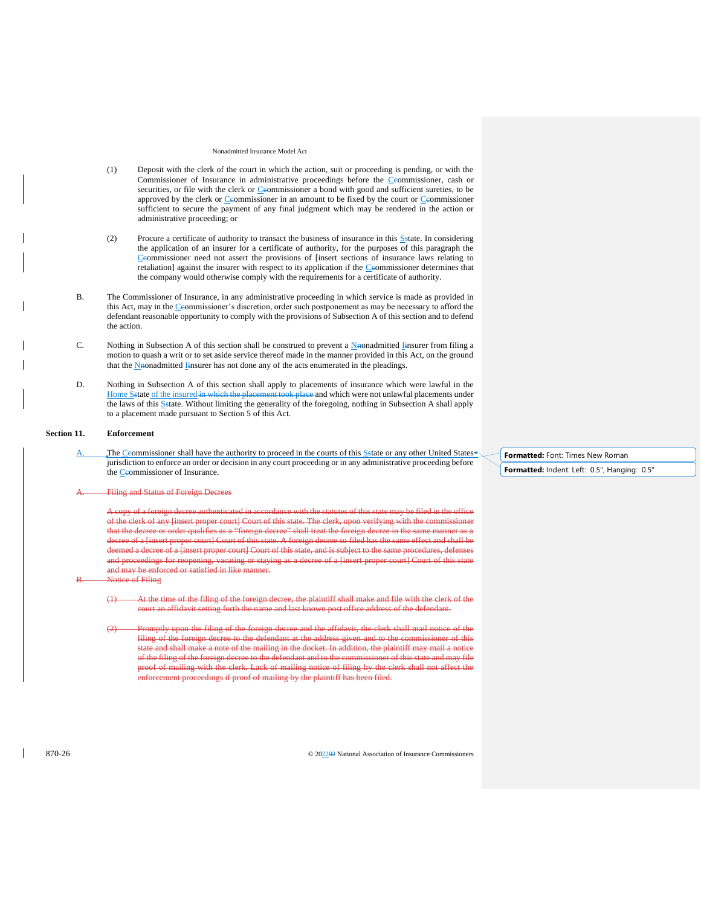(1) Deposit with the clerk of the court in which the action, suit or proceeding is pending, or with the Commissioner of Insurance in administrative proceedings before the Ccommissioner, cash or securities, or file with the clerk or Ccommissioner a bond with good and sufficient sureties, to be approved by the clerk or Ccommissioner in an amount to be fixed by the court or Ccommissioner sufficient to secure the payment of any final judgment which may be rendered in the action or administrative proceeding; or

(2) Procure a certificate of authority to transact the business of insurance in this Sstate. In considering the application of an insurer for a certificate of authority, for the purposes of this paragraph the Ccommissioner need not assert the provisions of [insert sections of insurance laws relating to retaliation] against the insurer with respect to its application if the Ccommissioner determines that the company would otherwise comply with the requirements for a certificate of authority.

B. The Commissioner of Insurance, in any administrative proceeding in which service is made as provided in this Act, may in the Ccommissioner's discretion, order such postponement as may be necessary to afford the defendant reasonable opportunity to comply with the provisions of Subsection A of this section and to defend the action.

C. Nothing in Subsection A of this section shall be construed to prevent a Nnonadmitted Iinsurer from filing a motion to quash a writ or to set aside service thereof made in the manner provided in this Act, on the ground that the Nnonadmitted Iinsurer has not done any of the acts enumerated in the pleadings.

D. Nothing in Subsection A of this section shall apply to placements of insurance which were lawful in the Home Sstate of the insured ~~in which the placement took place~~ and which were not unlawful placements under the laws of this Sstate. Without limiting the generality of the foregoing, nothing in Subsection A shall apply to a placement made pursuant to Section 5 of this Act.

## Section 11. Enforcement

A. The Ccommissioner shall have the authority to proceed in the courts of this Sstate or any other United States jurisdiction to enforce an order or decision in any court proceeding or in any administrative proceeding before the Ccommissioner of Insurance.

~~A. Filing and Status of Foreign Decrees~~

~~A copy of a foreign decree authenticated in accordance with the statutes of this state may be filed in the office of the clerk of any [insert proper court] Court of this state. The clerk, upon verifying with the commissioner that the decree or order qualifies as a "foreign decree" shall treat the foreign decree in the same manner as a decree of a [insert proper court] Court of this state. A foreign decree so filed has the same effect and shall be deemed a decree of a [insert proper court] Court of this state, and is subject to the same procedures, defenses and proceedings for reopening, vacating or staying as a decree of a [insert proper court] Court of this state and may be enforced or satisfied in like manner.~~

~~B. Notice of Filing~~

~~(1) At the time of the filing of the foreign decree, the plaintiff shall make and file with the clerk of the court an affidavit setting forth the name and last known post office address of the defendant.~~

~~(2) Promptly upon the filing of the foreign decree and the affidavit, the clerk shall mail notice of the filing of the foreign decree to the defendant at the address given and to the commissioner of this state and shall make a note of the mailing in the docket. In addition, the plaintiff may mail a notice of the filing of the foreign decree to the defendant and to the commissioner of this state and may file proof of mailing with the clerk. Lack of mailing notice of filing by the clerk shall not affect the enforcement proceedings if proof of mailing by the plaintiff has been filed.~~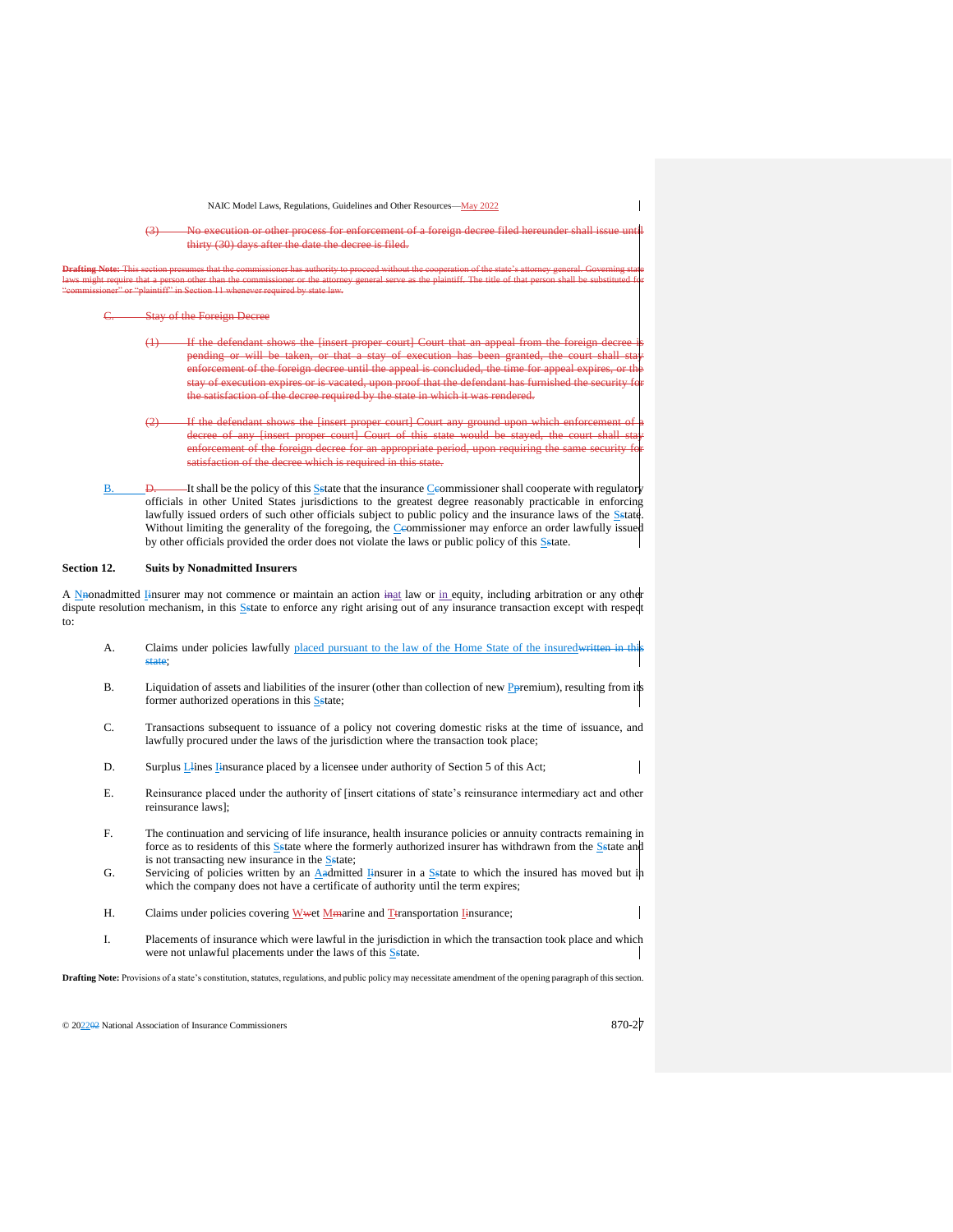(3) No execution or other process for enforcement of a foreign decree filed hereunder shall issue until thirty (30) days after the date the decree is filed.

**Drafting Note:** This section presumes that the commissioner has authority to proceed without the cooperation of the state's attorney general. Governing state laws might require that a person other than the commissioner or the attorney general serve as the plaintiff. The title of that person shall be substituted for "commissioner" or "plaintiff" in Section 11 whenever required by state law.

C. Stay of the Foreign Decree

(1) If the defendant shows the [insert proper court] Court that an appeal from the foreign decree is pending or will be taken, or that a stay of execution has been granted, the court shall stay enforcement of the foreign decree until the appeal is concluded, the time for appeal expires, or the stay of execution expires or is vacated, upon proof that the defendant has furnished the security for the satisfaction of the decree required by the state in which it was rendered.

(2) If the defendant shows the [insert proper court] Court any ground upon which enforcement of a decree of any [insert proper court] Court of this state would be stayed, the court shall stay enforcement of the foreign decree for an appropriate period, upon requiring the same security for satisfaction of the decree which is required in this state.

B. D. It shall be the policy of this SState that the insurance CCommissioner shall cooperate with regulatory officials in other United States jurisdictions to the greatest degree reasonably practicable in enforcing lawfully issued orders of such other officials subject to public policy and the insurance laws of the SState. Without limiting the generality of the foregoing, the CCommissioner may enforce an order lawfully issued by other officials provided the order does not violate the laws or public policy of this SState.

## Section 12. Suits by Nonadmitted Insurers

A NNonadmitted IInsurer may not commence or maintain an action inat law or in equity, including arbitration or any other dispute resolution mechanism, in this SState to enforce any right arising out of any insurance transaction except with respect to:

A. Claims under policies lawfully placed pursuant to the law of the Home State of the insuredwritten in this state;

B. Liquidation of assets and liabilities of the insurer (other than collection of new PPremium), resulting from its former authorized operations in this SState;

C. Transactions subsequent to issuance of a policy not covering domestic risks at the time of issuance, and lawfully procured under the laws of the jurisdiction where the transaction took place;

D. Surplus LLines IInsurance placed by a licensee under authority of Section 5 of this Act;

E. Reinsurance placed under the authority of [insert citations of state's reinsurance intermediary act and other reinsurance laws];

F. The continuation and servicing of life insurance, health insurance policies or annuity contracts remaining in force as to residents of this SState where the formerly authorized insurer has withdrawn from the SState and is not transacting new insurance in the SState;

G. Servicing of policies written by an AAdmitted IInsurer in a SState to which the insured has moved but in which the company does not have a certificate of authority until the term expires;

H. Claims under policies covering WWet MMarine and TTransportation IInsurance;

I. Placements of insurance which were lawful in the jurisdiction in which the transaction took place and which were not unlawful placements under the laws of this SState.

**Drafting Note:** Provisions of a state's constitution, statutes, regulations, and public policy may necessitate amendment of the opening paragraph of this section.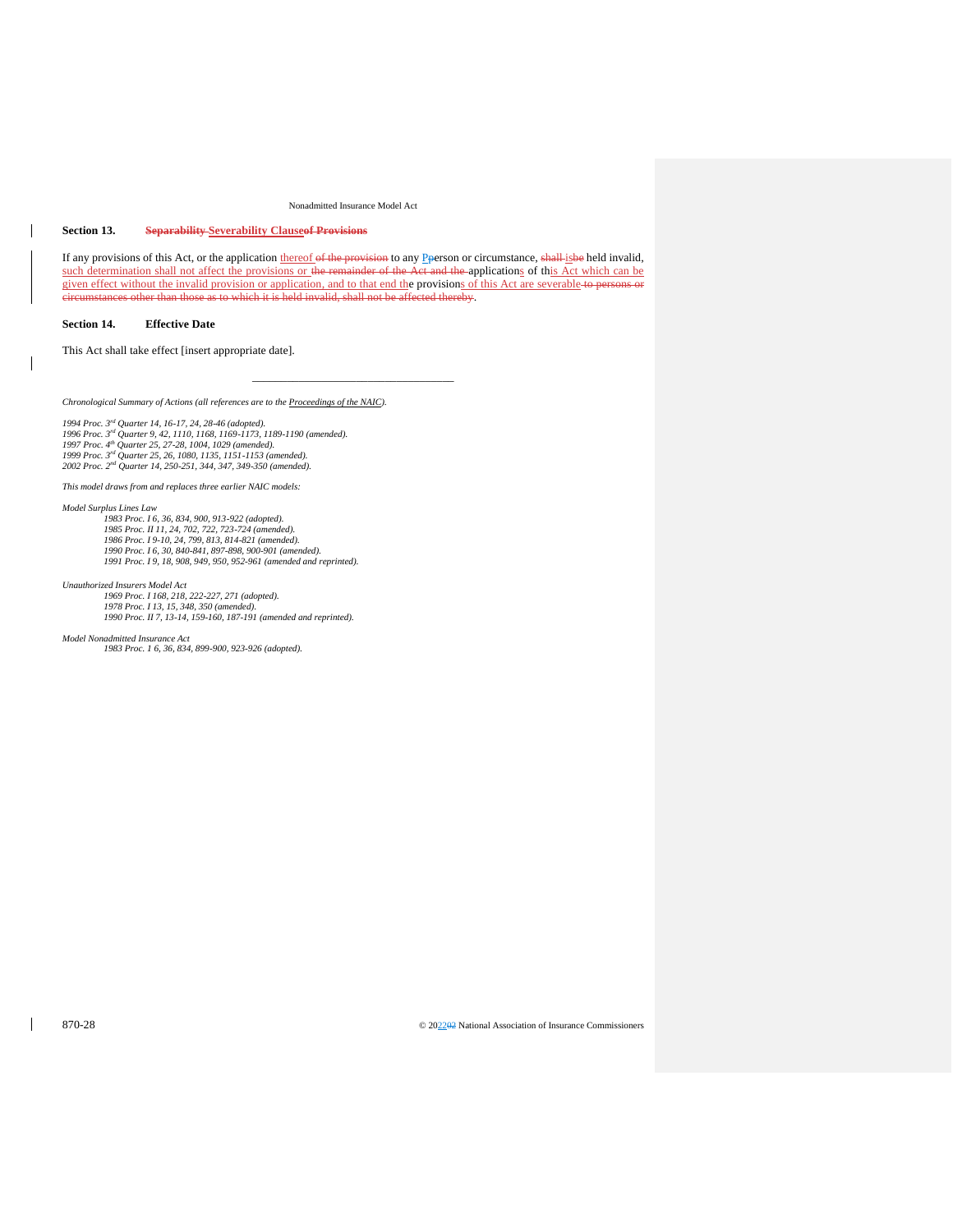## Section 13. ~~Separability~~ Severability Clause~~of Provisions~~

If any provisions of this Act, or the application thereof ~~of the provision~~ to any Pperson or circumstance, ~~shall~~ isbe held invalid, such determination shall not affect the provisions or ~~the remainder of the Act and the~~ applications of this Act which can be given effect without the invalid provision or application, and to that end the provisions of this Act are severable ~~to persons or circumstances other than those as to which it is held invalid, shall not be affected thereby~~.

## Section 14. Effective Date

This Act shall take effect [insert appropriate date].

---

*Chronological Summary of Actions (all references are to the Proceedings of the NAIC).*

*1994 Proc. 3rd Quarter 14, 16-17, 24, 28-46 (adopted).*
*1996 Proc. 3rd Quarter 9, 42, 1110, 1168, 1169-1173, 1189-1190 (amended).*
*1997 Proc. 4th Quarter 25, 27-28, 1004, 1029 (amended).*
*1999 Proc. 3rd Quarter 25, 26, 1080, 1135, 1151-1153 (amended).*
*2002 Proc. 2nd Quarter 14, 250-251, 344, 347, 349-350 (amended).*

*This model draws from and replaces three earlier NAIC models:*

*Model Surplus Lines Law*
*1983 Proc. I 6, 36, 834, 900, 913-922 (adopted).*
*1985 Proc. II 11, 24, 702, 722, 723-724 (amended).*
*1986 Proc. I 9-10, 24, 799, 813, 814-821 (amended).*
*1990 Proc. I 6, 30, 840-841, 897-898, 900-901 (amended).*
*1991 Proc. I 9, 18, 908, 949, 950, 952-961 (amended and reprinted).*

*Unauthorized Insurers Model Act*
*1969 Proc. I 168, 218, 222-227, 271 (adopted).*
*1978 Proc. I 13, 15, 348, 350 (amended).*
*1990 Proc. II 7, 13-14, 159-160, 187-191 (amended and reprinted).*

*Model Nonadmitted Insurance Act*
*1983 Proc. I 6, 36, 834, 899-900, 923-926 (adopted).*